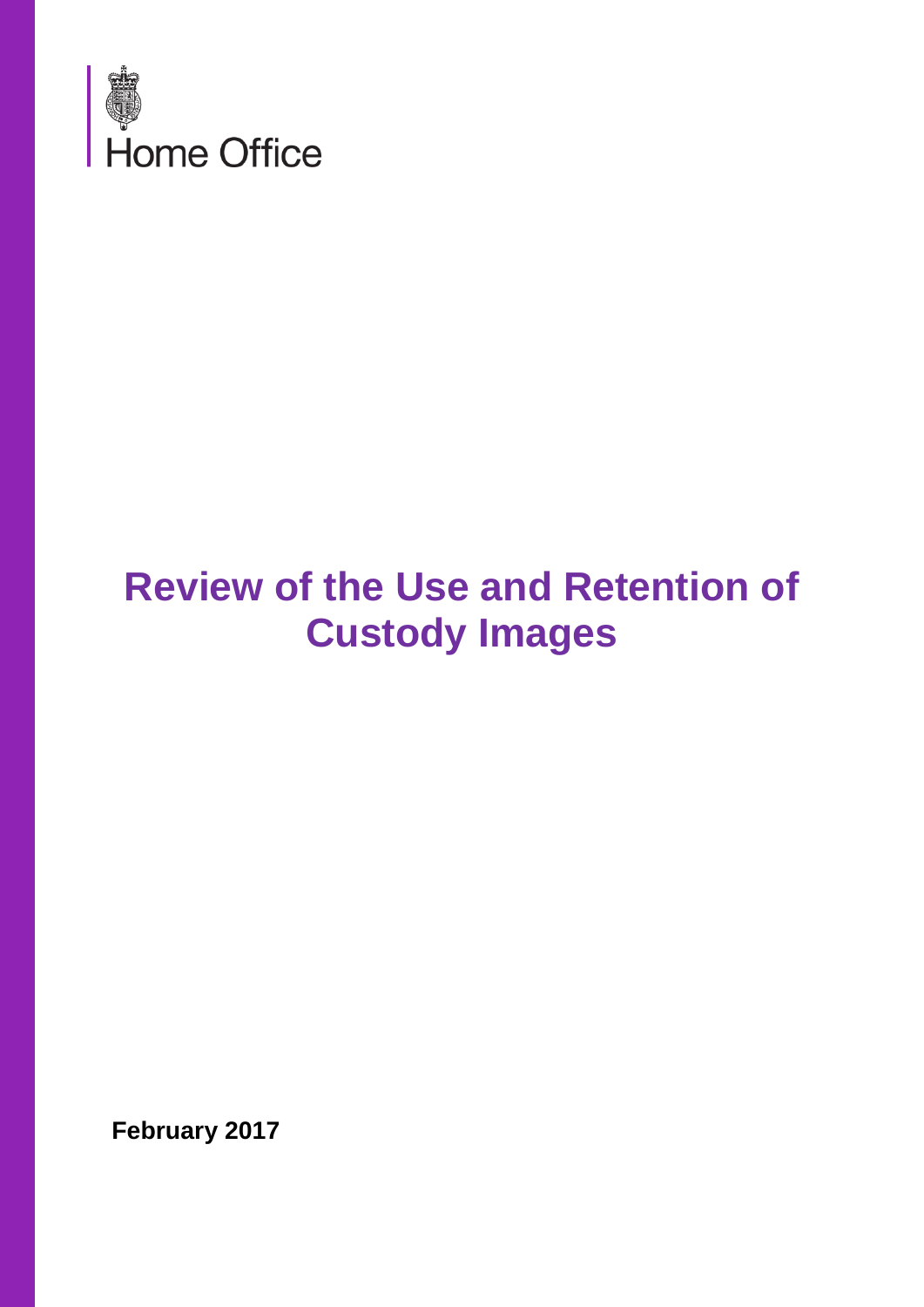Home Office

# Review of the Use and Retention of Custody Images

**February 2017**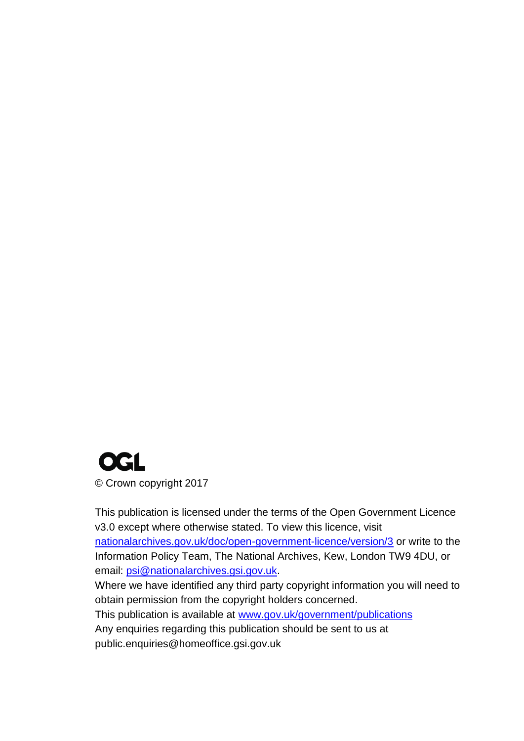OGL

© Crown copyright 2017

This publication is licensed under the terms of the Open Government Licence v3.0 except where otherwise stated. To view this licence, visit nationalarchives.gov.uk/doc/open-government-licence/version/3 or write to the Information Policy Team, The National Archives, Kew, London TW9 4DU, or email: psi@nationalarchives.gsi.gov.uk.

Where we have identified any third party copyright information you will need to obtain permission from the copyright holders concerned.

This publication is available at www.gov.uk/government/publications

Any enquiries regarding this publication should be sent to us at public.enquiries@homeoffice.gsi.gov.uk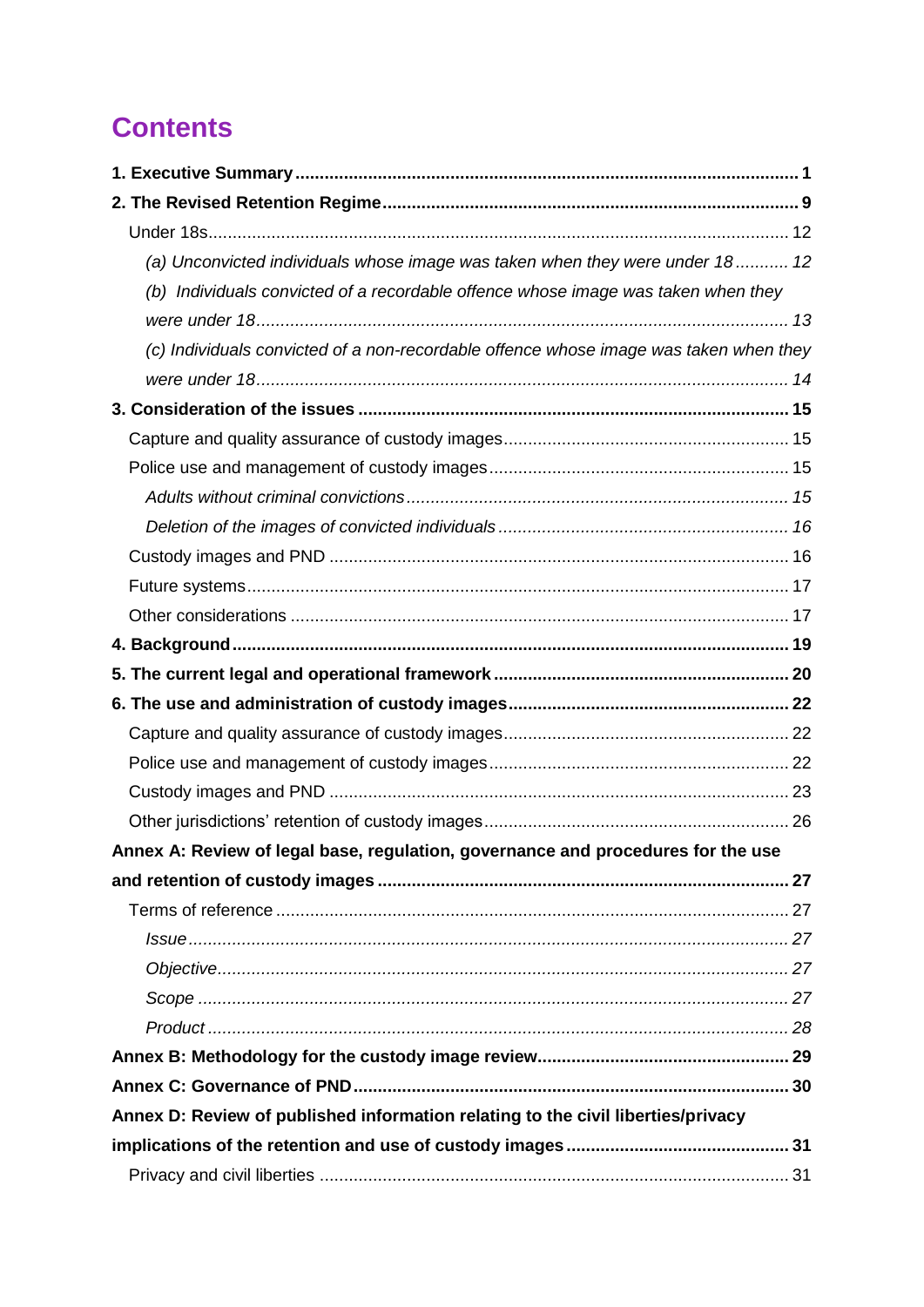# Contents

**1. Executive Summary** ..... **1**

**2. The Revised Retention Regime** ..... **9**

Under 18s ..... 12

*(a) Unconvicted individuals whose image was taken when they were under 18* ..... *12*

*(b) Individuals convicted of a recordable offence whose image was taken when they were under 18* ..... *13*

*(c) Individuals convicted of a non-recordable offence whose image was taken when they were under 18* ..... *14*

**3. Consideration of the issues** ..... **15**

Capture and quality assurance of custody images ..... 15

Police use and management of custody images ..... 15

*Adults without criminal convictions* ..... *15*

*Deletion of the images of convicted individuals* ..... *16*

Custody images and PND ..... 16

Future systems ..... 17

Other considerations ..... 17

**4. Background** ..... **19**

**5. The current legal and operational framework** ..... **20**

**6. The use and administration of custody images** ..... **22**

Capture and quality assurance of custody images ..... 22

Police use and management of custody images ..... 22

Custody images and PND ..... 23

Other jurisdictions' retention of custody images ..... 26

**Annex A: Review of legal base, regulation, governance and procedures for the use and retention of custody images** ..... **27**

Terms of reference ..... 27

*Issue* ..... *27*

*Objective* ..... *27*

*Scope* ..... *27*

*Product* ..... *28*

**Annex B: Methodology for the custody image review** ..... **29**

**Annex C: Governance of PND** ..... **30**

**Annex D: Review of published information relating to the civil liberties/privacy implications of the retention and use of custody images** ..... **31**

Privacy and civil liberties ..... 31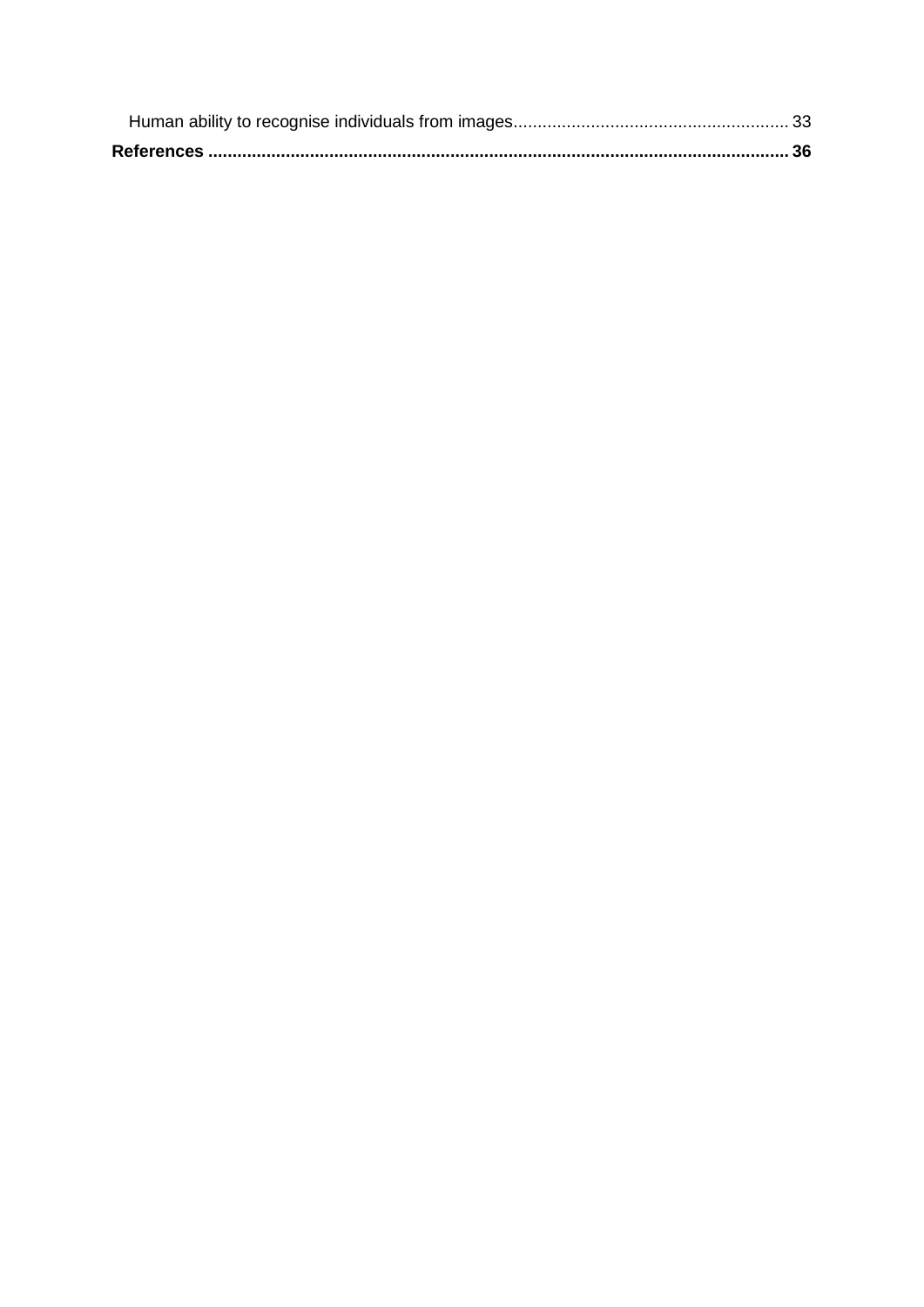Human ability to recognise individuals from images........................................................ 33

**References ........................................................................................................................ 36**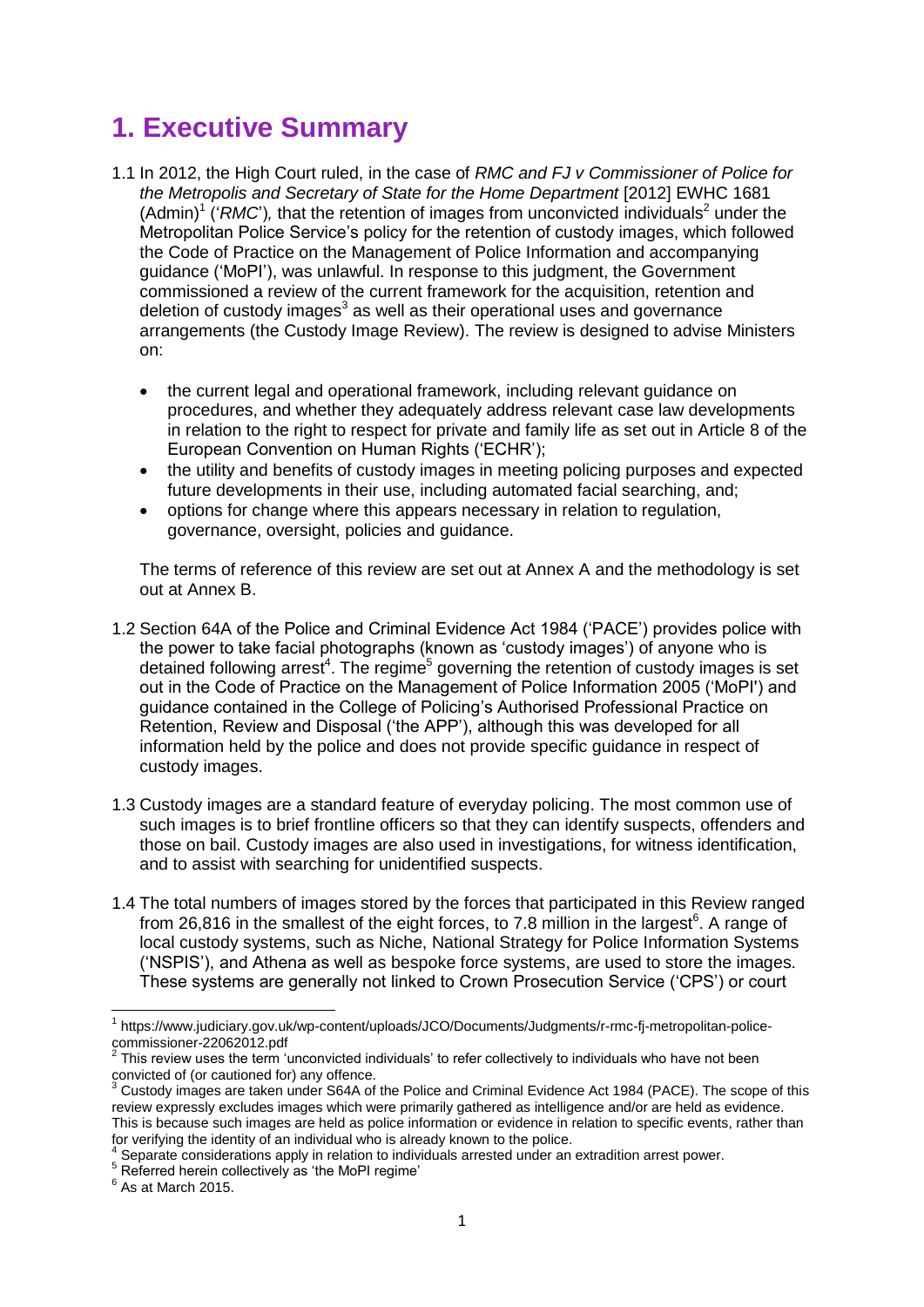# 1. Executive Summary

1.1 In 2012, the High Court ruled, in the case of *RMC and FJ v Commissioner of Police for the Metropolis and Secretary of State for the Home Department* [2012] EWHC 1681 (Admin)[1] ('*RMC*')*,* that the retention of images from unconvicted individuals[2] under the Metropolitan Police Service's policy for the retention of custody images, which followed the Code of Practice on the Management of Police Information and accompanying guidance ('MoPI'), was unlawful. In response to this judgment, the Government commissioned a review of the current framework for the acquisition, retention and deletion of custody images[3] as well as their operational uses and governance arrangements (the Custody Image Review). The review is designed to advise Ministers on:

- the current legal and operational framework, including relevant guidance on procedures, and whether they adequately address relevant case law developments in relation to the right to respect for private and family life as set out in Article 8 of the European Convention on Human Rights ('ECHR');
- the utility and benefits of custody images in meeting policing purposes and expected future developments in their use, including automated facial searching, and;
- options for change where this appears necessary in relation to regulation, governance, oversight, policies and guidance.

The terms of reference of this review are set out at Annex A and the methodology is set out at Annex B.

1.2 Section 64A of the Police and Criminal Evidence Act 1984 ('PACE') provides police with the power to take facial photographs (known as 'custody images') of anyone who is detained following arrest[4]. The regime[5] governing the retention of custody images is set out in the Code of Practice on the Management of Police Information 2005 ('MoPI') and guidance contained in the College of Policing's Authorised Professional Practice on Retention, Review and Disposal ('the APP'), although this was developed for all information held by the police and does not provide specific guidance in respect of custody images.

1.3 Custody images are a standard feature of everyday policing. The most common use of such images is to brief frontline officers so that they can identify suspects, offenders and those on bail. Custody images are also used in investigations, for witness identification, and to assist with searching for unidentified suspects.

1.4 The total numbers of images stored by the forces that participated in this Review ranged from 26,816 in the smallest of the eight forces, to 7.8 million in the largest[6]. A range of local custody systems, such as Niche, National Strategy for Police Information Systems ('NSPIS'), and Athena as well as bespoke force systems, are used to store the images. These systems are generally not linked to Crown Prosecution Service ('CPS') or court

---

[1] https://www.judiciary.gov.uk/wp-content/uploads/JCO/Documents/Judgments/r-rmc-fj-metropolitan-police-commissioner-22062012.pdf

[2] This review uses the term 'unconvicted individuals' to refer collectively to individuals who have not been convicted of (or cautioned for) any offence.

[3] Custody images are taken under S64A of the Police and Criminal Evidence Act 1984 (PACE). The scope of this review expressly excludes images which were primarily gathered as intelligence and/or are held as evidence. This is because such images are held as police information or evidence in relation to specific events, rather than for verifying the identity of an individual who is already known to the police.

[4] Separate considerations apply in relation to individuals arrested under an extradition arrest power.

[5] Referred herein collectively as 'the MoPI regime'

[6] As at March 2015.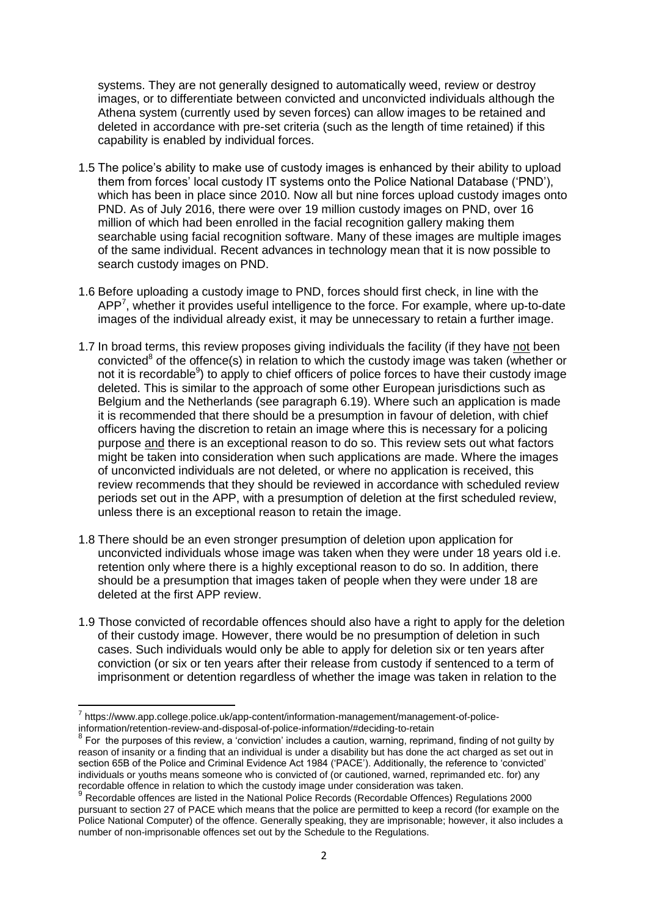systems. They are not generally designed to automatically weed, review or destroy images, or to differentiate between convicted and unconvicted individuals although the Athena system (currently used by seven forces) can allow images to be retained and deleted in accordance with pre-set criteria (such as the length of time retained) if this capability is enabled by individual forces.

1.5 The police's ability to make use of custody images is enhanced by their ability to upload them from forces' local custody IT systems onto the Police National Database ('PND'), which has been in place since 2010. Now all but nine forces upload custody images onto PND. As of July 2016, there were over 19 million custody images on PND, over 16 million of which had been enrolled in the facial recognition gallery making them searchable using facial recognition software. Many of these images are multiple images of the same individual. Recent advances in technology mean that it is now possible to search custody images on PND.

1.6 Before uploading a custody image to PND, forces should first check, in line with the APP[7], whether it provides useful intelligence to the force. For example, where up-to-date images of the individual already exist, it may be unnecessary to retain a further image.

1.7 In broad terms, this review proposes giving individuals the facility (if they have <u>not</u> been convicted[8] of the offence(s) in relation to which the custody image was taken (whether or not it is recordable[9]) to apply to chief officers of police forces to have their custody image deleted. This is similar to the approach of some other European jurisdictions such as Belgium and the Netherlands (see paragraph 6.19). Where such an application is made it is recommended that there should be a presumption in favour of deletion, with chief officers having the discretion to retain an image where this is necessary for a policing purpose <u>and</u> there is an exceptional reason to do so. This review sets out what factors might be taken into consideration when such applications are made. Where the images of unconvicted individuals are not deleted, or where no application is received, this review recommends that they should be reviewed in accordance with scheduled review periods set out in the APP, with a presumption of deletion at the first scheduled review, unless there is an exceptional reason to retain the image.

1.8 There should be an even stronger presumption of deletion upon application for unconvicted individuals whose image was taken when they were under 18 years old i.e. retention only where there is a highly exceptional reason to do so. In addition, there should be a presumption that images taken of people when they were under 18 are deleted at the first APP review.

1.9 Those convicted of recordable offences should also have a right to apply for the deletion of their custody image. However, there would be no presumption of deletion in such cases. Such individuals would only be able to apply for deletion six or ten years after conviction (or six or ten years after their release from custody if sentenced to a term of imprisonment or detention regardless of whether the image was taken in relation to the

---

[7] https://www.app.college.police.uk/app-content/information-management/management-of-police-information/retention-review-and-disposal-of-police-information/#deciding-to-retain

[8] For the purposes of this review, a 'conviction' includes a caution, warning, reprimand, finding of not guilty by reason of insanity or a finding that an individual is under a disability but has done the act charged as set out in section 65B of the Police and Criminal Evidence Act 1984 ('PACE'). Additionally, the reference to 'convicted' individuals or youths means someone who is convicted of (or cautioned, warned, reprimanded etc. for) any recordable offence in relation to which the custody image under consideration was taken.

[9] Recordable offences are listed in the National Police Records (Recordable Offences) Regulations 2000 pursuant to section 27 of PACE which means that the police are permitted to keep a record (for example on the Police National Computer) of the offence. Generally speaking, they are imprisonable; however, it also includes a number of non-imprisonable offences set out by the Schedule to the Regulations.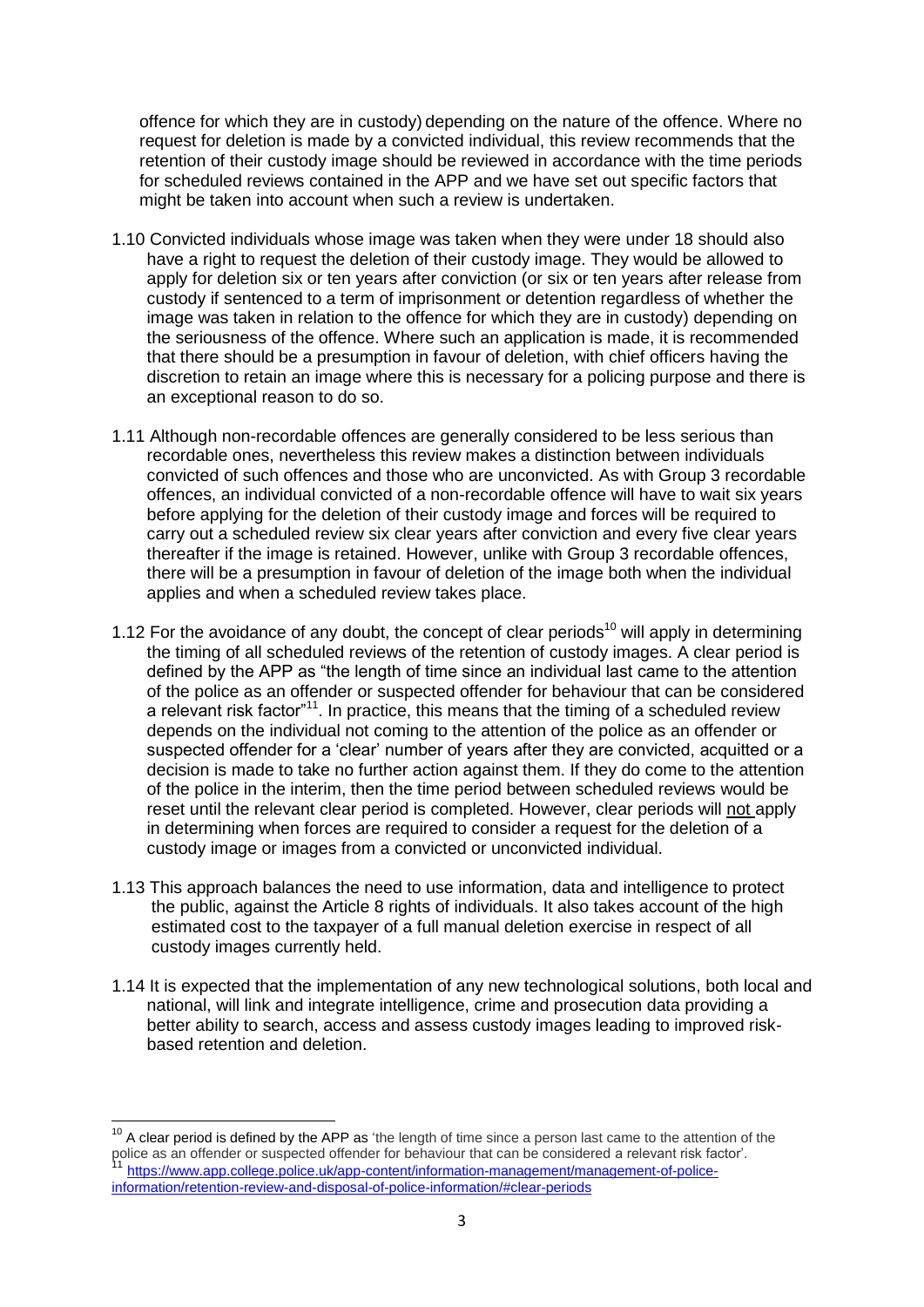offence for which they are in custody) depending on the nature of the offence. Where no request for deletion is made by a convicted individual, this review recommends that the retention of their custody image should be reviewed in accordance with the time periods for scheduled reviews contained in the APP and we have set out specific factors that might be taken into account when such a review is undertaken.

1.10 Convicted individuals whose image was taken when they were under 18 should also have a right to request the deletion of their custody image. They would be allowed to apply for deletion six or ten years after conviction (or six or ten years after release from custody if sentenced to a term of imprisonment or detention regardless of whether the image was taken in relation to the offence for which they are in custody) depending on the seriousness of the offence. Where such an application is made, it is recommended that there should be a presumption in favour of deletion, with chief officers having the discretion to retain an image where this is necessary for a policing purpose and there is an exceptional reason to do so.

1.11 Although non-recordable offences are generally considered to be less serious than recordable ones, nevertheless this review makes a distinction between individuals convicted of such offences and those who are unconvicted. As with Group 3 recordable offences, an individual convicted of a non-recordable offence will have to wait six years before applying for the deletion of their custody image and forces will be required to carry out a scheduled review six clear years after conviction and every five clear years thereafter if the image is retained. However, unlike with Group 3 recordable offences, there will be a presumption in favour of deletion of the image both when the individual applies and when a scheduled review takes place.

1.12 For the avoidance of any doubt, the concept of clear periods[10] will apply in determining the timing of all scheduled reviews of the retention of custody images. A clear period is defined by the APP as "the length of time since an individual last came to the attention of the police as an offender or suspected offender for behaviour that can be considered a relevant risk factor"[11]. In practice, this means that the timing of a scheduled review depends on the individual not coming to the attention of the police as an offender or suspected offender for a 'clear' number of years after they are convicted, acquitted or a decision is made to take no further action against them. If they do come to the attention of the police in the interim, then the time period between scheduled reviews would be reset until the relevant clear period is completed. However, clear periods will not apply in determining when forces are required to consider a request for the deletion of a custody image or images from a convicted or unconvicted individual.

1.13 This approach balances the need to use information, data and intelligence to protect the public, against the Article 8 rights of individuals. It also takes account of the high estimated cost to the taxpayer of a full manual deletion exercise in respect of all custody images currently held.

1.14 It is expected that the implementation of any new technological solutions, both local and national, will link and integrate intelligence, crime and prosecution data providing a better ability to search, access and assess custody images leading to improved risk-based retention and deletion.

---

[10] A clear period is defined by the APP as 'the length of time since a person last came to the attention of the police as an offender or suspected offender for behaviour that can be considered a relevant risk factor'.

[11] https://www.app.college.police.uk/app-content/information-management/management-of-police-information/retention-review-and-disposal-of-police-information/#clear-periods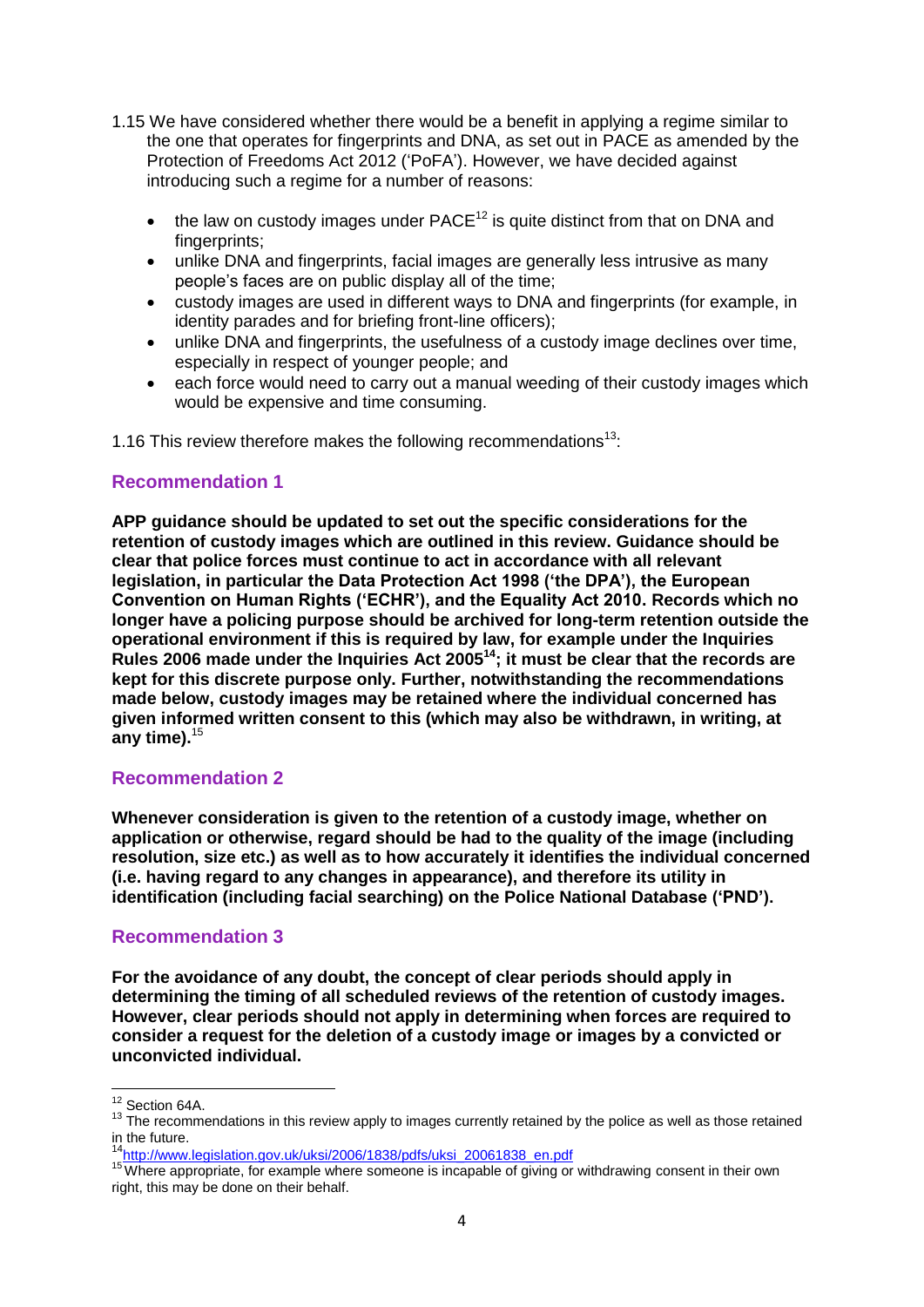1.15 We have considered whether there would be a benefit in applying a regime similar to the one that operates for fingerprints and DNA, as set out in PACE as amended by the Protection of Freedoms Act 2012 ('PoFA'). However, we have decided against introducing such a regime for a number of reasons:

- the law on custody images under PACE[12] is quite distinct from that on DNA and fingerprints;
- unlike DNA and fingerprints, facial images are generally less intrusive as many people's faces are on public display all of the time;
- custody images are used in different ways to DNA and fingerprints (for example, in identity parades and for briefing front-line officers);
- unlike DNA and fingerprints, the usefulness of a custody image declines over time, especially in respect of younger people; and
- each force would need to carry out a manual weeding of their custody images which would be expensive and time consuming.

1.16 This review therefore makes the following recommendations[13]:

### Recommendation 1

**APP guidance should be updated to set out the specific considerations for the retention of custody images which are outlined in this review. Guidance should be clear that police forces must continue to act in accordance with all relevant legislation, in particular the Data Protection Act 1998 ('the DPA'), the European Convention on Human Rights ('ECHR'), and the Equality Act 2010. Records which no longer have a policing purpose should be archived for long-term retention outside the operational environment if this is required by law, for example under the Inquiries Rules 2006 made under the Inquiries Act 2005[14]; it must be clear that the records are kept for this discrete purpose only. Further, notwithstanding the recommendations made below, custody images may be retained where the individual concerned has given informed written consent to this (which may also be withdrawn, in writing, at any time).**[15]

### Recommendation 2

**Whenever consideration is given to the retention of a custody image, whether on application or otherwise, regard should be had to the quality of the image (including resolution, size etc.) as well as to how accurately it identifies the individual concerned (i.e. having regard to any changes in appearance), and therefore its utility in identification (including facial searching) on the Police National Database ('PND').**

### Recommendation 3

**For the avoidance of any doubt, the concept of clear periods should apply in determining the timing of all scheduled reviews of the retention of custody images. However, clear periods should not apply in determining when forces are required to consider a request for the deletion of a custody image or images by a convicted or unconvicted individual.**

---

[12] Section 64A.

[13] The recommendations in this review apply to images currently retained by the police as well as those retained in the future.

[14] http://www.legislation.gov.uk/uksi/2006/1838/pdfs/uksi_20061838_en.pdf

[15] Where appropriate, for example where someone is incapable of giving or withdrawing consent in their own right, this may be done on their behalf.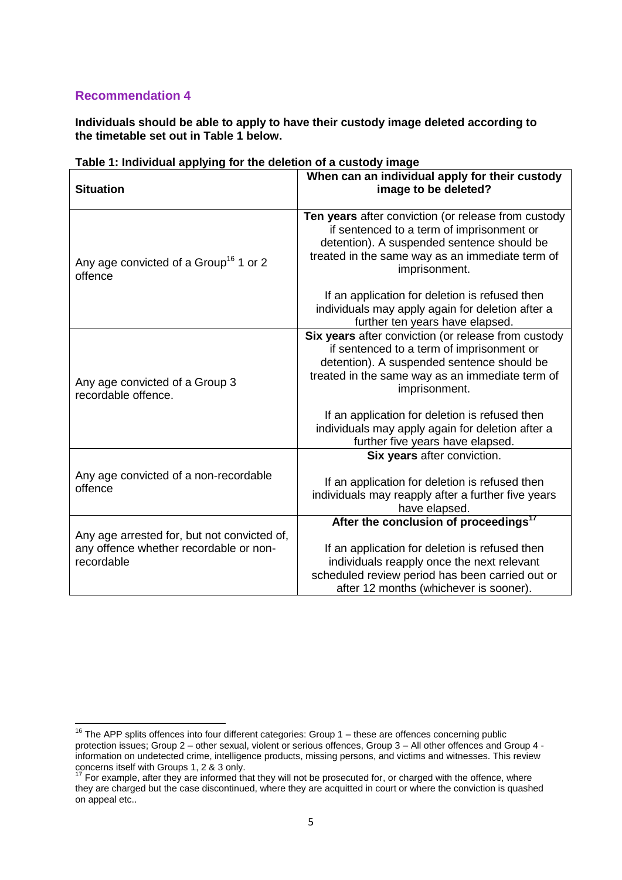## Recommendation 4

**Individuals should be able to apply to have their custody image deleted according to the timetable set out in Table 1 below.**

**Table 1: Individual applying for the deletion of a custody image**

| Situation | When can an individual apply for their custody image to be deleted? |
|---|---|
| Any age convicted of a Group[16] 1 or 2 offence | **Ten years** after conviction (or release from custody if sentenced to a term of imprisonment or detention). A suspended sentence should be treated in the same way as an immediate term of imprisonment.<br><br>If an application for deletion is refused then individuals may apply again for deletion after a further ten years have elapsed. |
| Any age convicted of a Group 3 recordable offence. | **Six years** after conviction (or release from custody if sentenced to a term of imprisonment or detention). A suspended sentence should be treated in the same way as an immediate term of imprisonment.<br><br>If an application for deletion is refused then individuals may apply again for deletion after a further five years have elapsed. |
| Any age convicted of a non-recordable offence | **Six years** after conviction.<br><br>If an application for deletion is refused then individuals may reapply after a further five years have elapsed. |
| Any age arrested for, but not convicted of, any offence whether recordable or non-recordable | **After the conclusion of proceedings[17]**<br><br>If an application for deletion is refused then individuals reapply once the next relevant scheduled review period has been carried out or after 12 months (whichever is sooner). |

[16] The APP splits offences into four different categories: Group 1 – these are offences concerning public protection issues; Group 2 – other sexual, violent or serious offences, Group 3 – All other offences and Group 4 - information on undetected crime, intelligence products, missing persons, and victims and witnesses. This review concerns itself with Groups 1, 2 & 3 only.

[17] For example, after they are informed that they will not be prosecuted for, or charged with the offence, where they are charged but the case discontinued, where they are acquitted in court or where the conviction is quashed on appeal etc..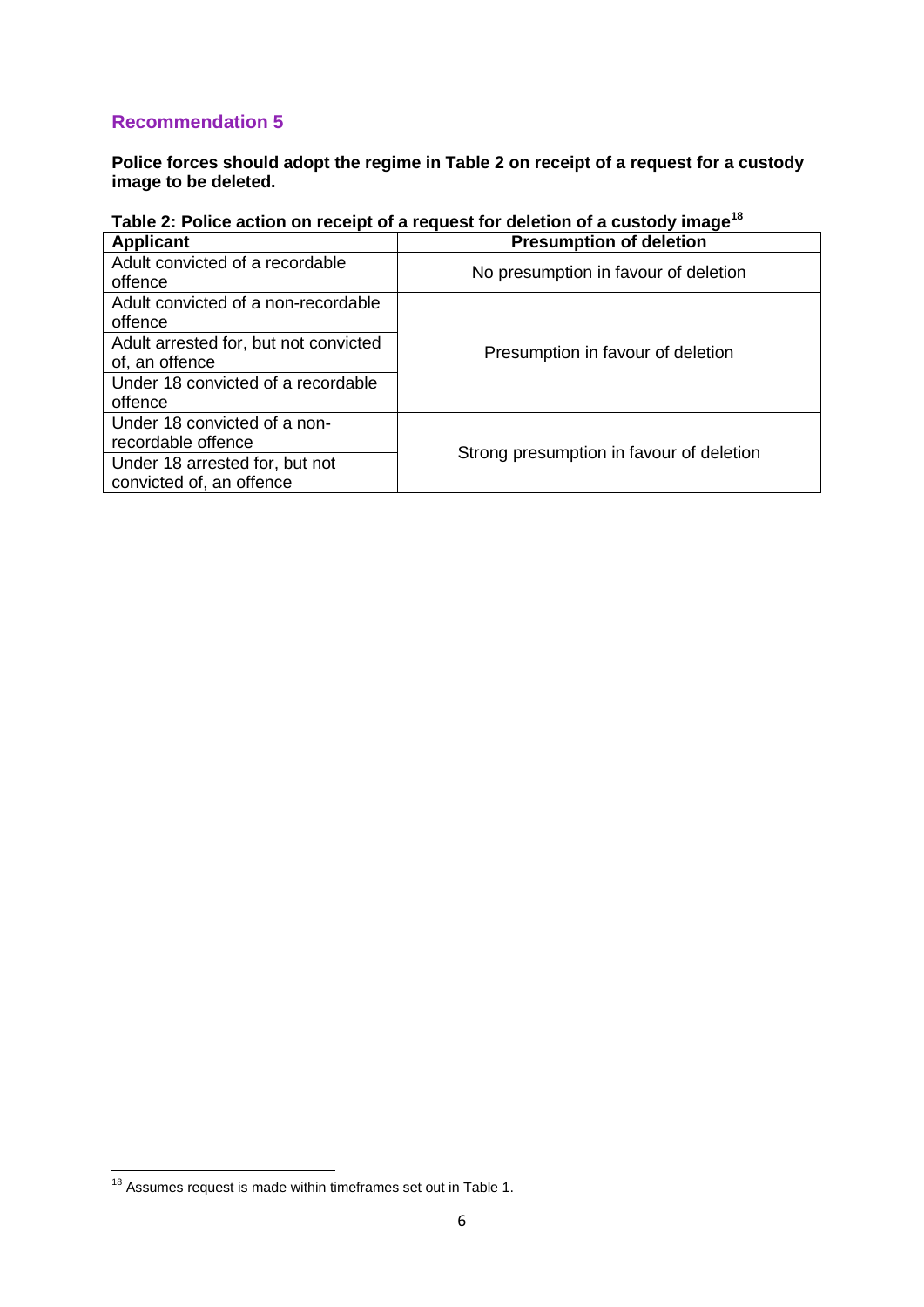## Recommendation 5

**Police forces should adopt the regime in Table 2 on receipt of a request for a custody image to be deleted.**

**Table 2: Police action on receipt of a request for deletion of a custody image[18]**

| Applicant | Presumption of deletion |
|---|---|
| Adult convicted of a recordable offence | No presumption in favour of deletion |
| Adult convicted of a non-recordable offence | Presumption in favour of deletion |
| Adult arrested for, but not convicted of, an offence | |
| Under 18 convicted of a recordable offence | |
| Under 18 convicted of a non-recordable offence | Strong presumption in favour of deletion |
| Under 18 arrested for, but not convicted of, an offence | |

[18] Assumes request is made within timeframes set out in Table 1.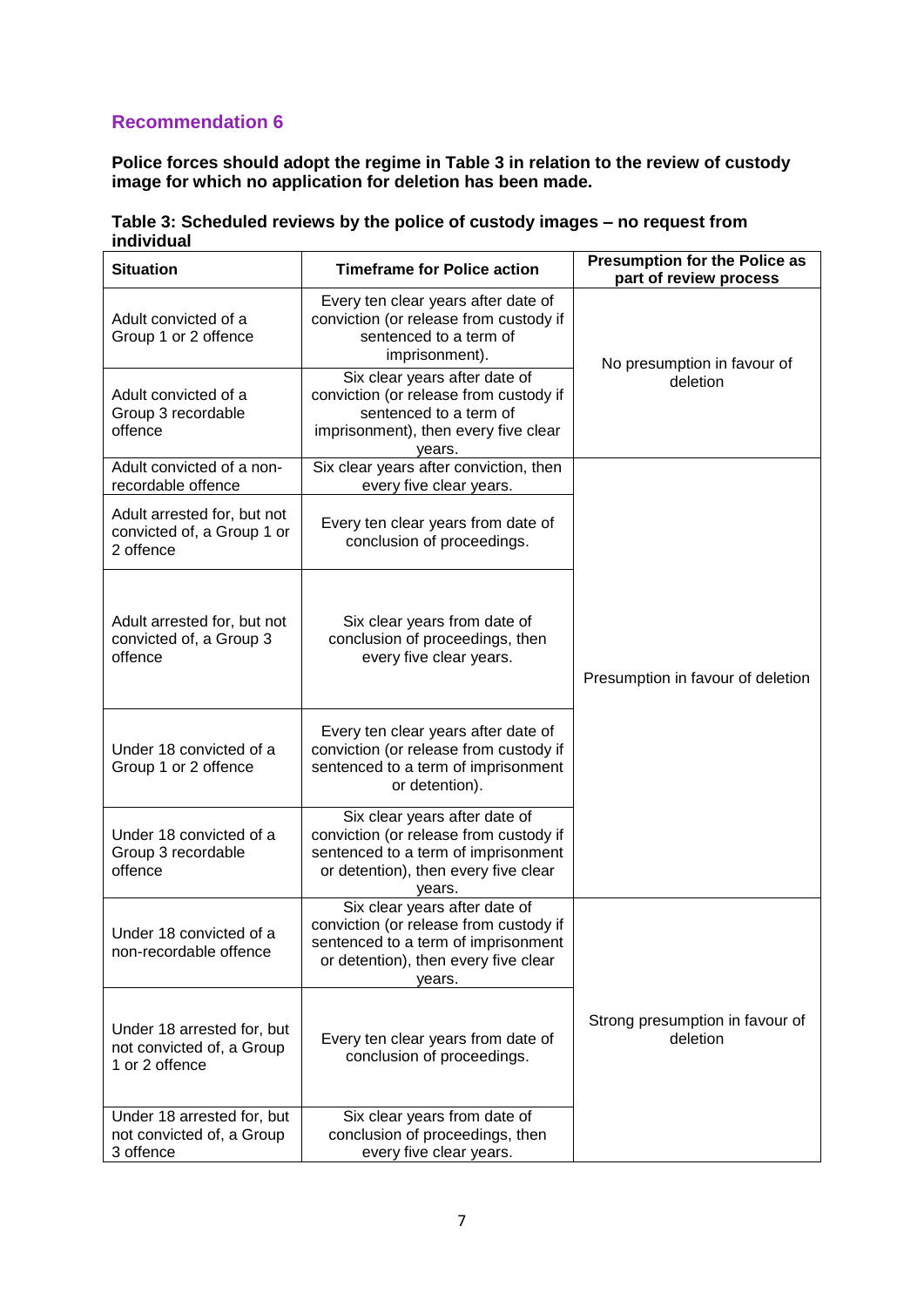## Recommendation 6

**Police forces should adopt the regime in Table 3 in relation to the review of custody image for which no application for deletion has been made.**

**Table 3: Scheduled reviews by the police of custody images – no request from individual**

| Situation | Timeframe for Police action | Presumption for the Police as part of review process |
|---|---|---|
| Adult convicted of a Group 1 or 2 offence | Every ten clear years after date of conviction (or release from custody if sentenced to a term of imprisonment). | No presumption in favour of deletion |
| Adult convicted of a Group 3 recordable offence | Six clear years after date of conviction (or release from custody if sentenced to a term of imprisonment), then every five clear years. | |
| Adult convicted of a non-recordable offence | Six clear years after conviction, then every five clear years. | Presumption in favour of deletion |
| Adult arrested for, but not convicted of, a Group 1 or 2 offence | Every ten clear years from date of conclusion of proceedings. | |
| Adult arrested for, but not convicted of, a Group 3 offence | Six clear years from date of conclusion of proceedings, then every five clear years. | |
| Under 18 convicted of a Group 1 or 2 offence | Every ten clear years after date of conviction (or release from custody if sentenced to a term of imprisonment or detention). | |
| Under 18 convicted of a Group 3 recordable offence | Six clear years after date of conviction (or release from custody if sentenced to a term of imprisonment or detention), then every five clear years. | |
| Under 18 convicted of a non-recordable offence | Six clear years after date of conviction (or release from custody if sentenced to a term of imprisonment or detention), then every five clear years. | Strong presumption in favour of deletion |
| Under 18 arrested for, but not convicted of, a Group 1 or 2 offence | Every ten clear years from date of conclusion of proceedings. | |
| Under 18 arrested for, but not convicted of, a Group 3 offence | Six clear years from date of conclusion of proceedings, then every five clear years. | |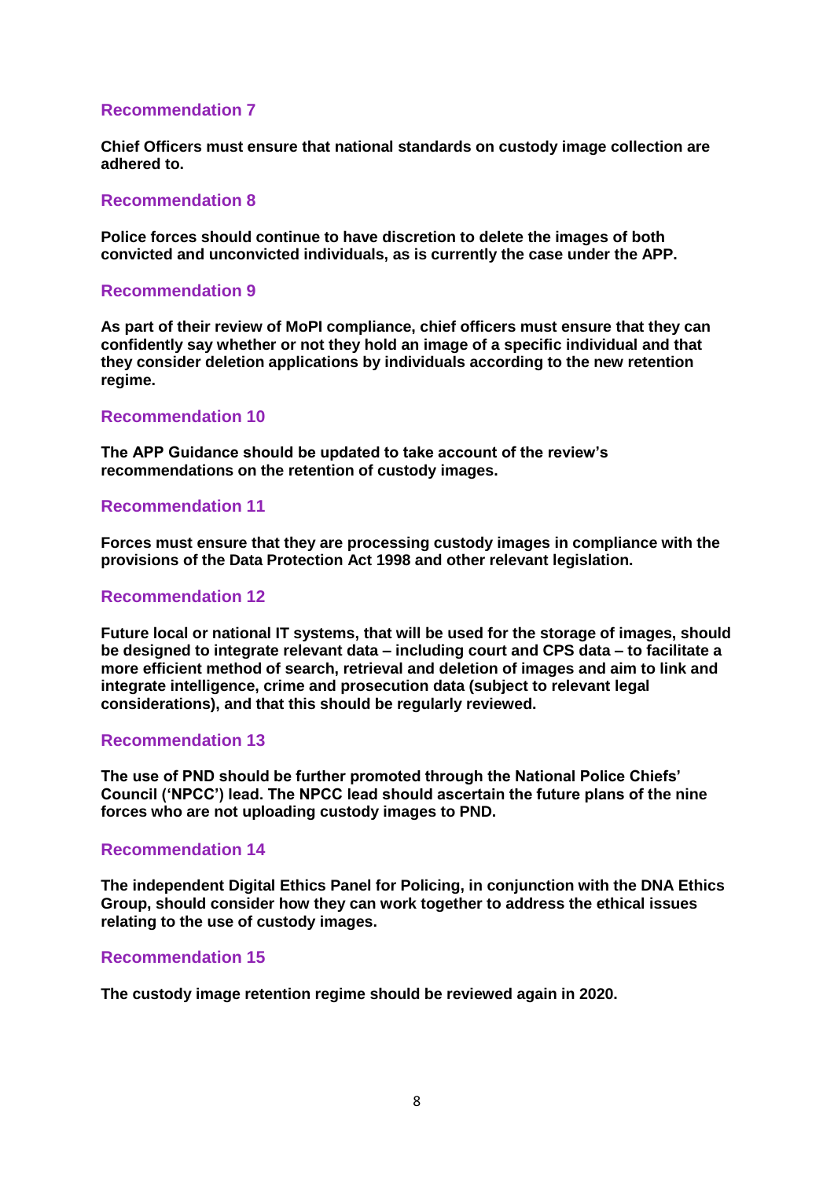### Recommendation 7

**Chief Officers must ensure that national standards on custody image collection are adhered to.**

### Recommendation 8

**Police forces should continue to have discretion to delete the images of both convicted and unconvicted individuals, as is currently the case under the APP.**

### Recommendation 9

**As part of their review of MoPI compliance, chief officers must ensure that they can confidently say whether or not they hold an image of a specific individual and that they consider deletion applications by individuals according to the new retention regime.**

### Recommendation 10

**The APP Guidance should be updated to take account of the review's recommendations on the retention of custody images.**

### Recommendation 11

**Forces must ensure that they are processing custody images in compliance with the provisions of the Data Protection Act 1998 and other relevant legislation.**

### Recommendation 12

**Future local or national IT systems, that will be used for the storage of images, should be designed to integrate relevant data – including court and CPS data – to facilitate a more efficient method of search, retrieval and deletion of images and aim to link and integrate intelligence, crime and prosecution data (subject to relevant legal considerations), and that this should be regularly reviewed.**

### Recommendation 13

**The use of PND should be further promoted through the National Police Chiefs' Council ('NPCC') lead. The NPCC lead should ascertain the future plans of the nine forces who are not uploading custody images to PND.**

### Recommendation 14

**The independent Digital Ethics Panel for Policing, in conjunction with the DNA Ethics Group, should consider how they can work together to address the ethical issues relating to the use of custody images.**

### Recommendation 15

**The custody image retention regime should be reviewed again in 2020.**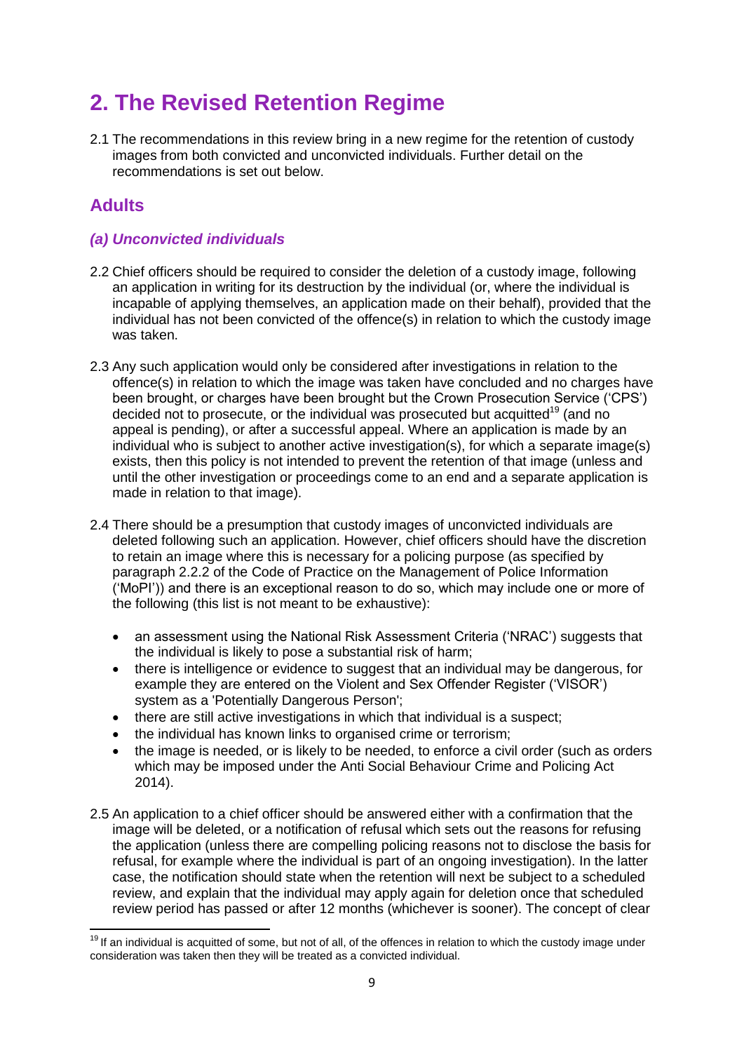# 2. The Revised Retention Regime

2.1 The recommendations in this review bring in a new regime for the retention of custody images from both convicted and unconvicted individuals. Further detail on the recommendations is set out below.

## Adults

### *(a) Unconvicted individuals*

2.2 Chief officers should be required to consider the deletion of a custody image, following an application in writing for its destruction by the individual (or, where the individual is incapable of applying themselves, an application made on their behalf), provided that the individual has not been convicted of the offence(s) in relation to which the custody image was taken.

2.3 Any such application would only be considered after investigations in relation to the offence(s) in relation to which the image was taken have concluded and no charges have been brought, or charges have been brought but the Crown Prosecution Service ('CPS') decided not to prosecute, or the individual was prosecuted but acquitted[19] (and no appeal is pending), or after a successful appeal. Where an application is made by an individual who is subject to another active investigation(s), for which a separate image(s) exists, then this policy is not intended to prevent the retention of that image (unless and until the other investigation or proceedings come to an end and a separate application is made in relation to that image).

2.4 There should be a presumption that custody images of unconvicted individuals are deleted following such an application. However, chief officers should have the discretion to retain an image where this is necessary for a policing purpose (as specified by paragraph 2.2.2 of the Code of Practice on the Management of Police Information ('MoPI')) and there is an exceptional reason to do so, which may include one or more of the following (this list is not meant to be exhaustive):

- an assessment using the National Risk Assessment Criteria ('NRAC') suggests that the individual is likely to pose a substantial risk of harm;
- there is intelligence or evidence to suggest that an individual may be dangerous, for example they are entered on the Violent and Sex Offender Register ('VISOR') system as a 'Potentially Dangerous Person';
- there are still active investigations in which that individual is a suspect;
- the individual has known links to organised crime or terrorism;
- the image is needed, or is likely to be needed, to enforce a civil order (such as orders which may be imposed under the Anti Social Behaviour Crime and Policing Act 2014).

2.5 An application to a chief officer should be answered either with a confirmation that the image will be deleted, or a notification of refusal which sets out the reasons for refusing the application (unless there are compelling policing reasons not to disclose the basis for refusal, for example where the individual is part of an ongoing investigation). In the latter case, the notification should state when the retention will next be subject to a scheduled review, and explain that the individual may apply again for deletion once that scheduled review period has passed or after 12 months (whichever is sooner). The concept of clear

[19] If an individual is acquitted of some, but not of all, of the offences in relation to which the custody image under consideration was taken then they will be treated as a convicted individual.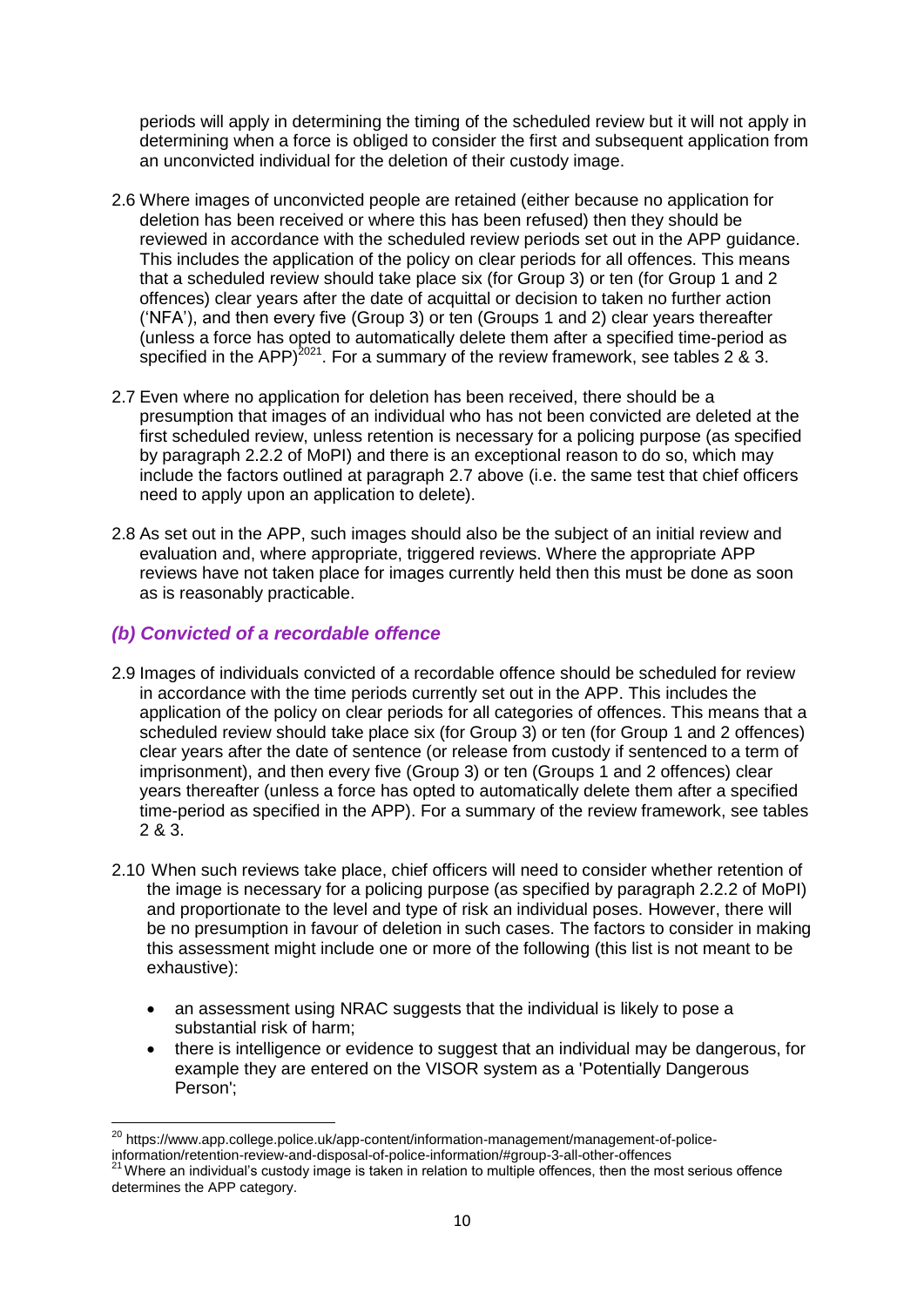periods will apply in determining the timing of the scheduled review but it will not apply in determining when a force is obliged to consider the first and subsequent application from an unconvicted individual for the deletion of their custody image.

2.6 Where images of unconvicted people are retained (either because no application for deletion has been received or where this has been refused) then they should be reviewed in accordance with the scheduled review periods set out in the APP guidance. This includes the application of the policy on clear periods for all offences. This means that a scheduled review should take place six (for Group 3) or ten (for Group 1 and 2 offences) clear years after the date of acquittal or decision to taken no further action ('NFA'), and then every five (Group 3) or ten (Groups 1 and 2) clear years thereafter (unless a force has opted to automatically delete them after a specified time-period as specified in the APP)[20][21]. For a summary of the review framework, see tables 2 & 3.

2.7 Even where no application for deletion has been received, there should be a presumption that images of an individual who has not been convicted are deleted at the first scheduled review, unless retention is necessary for a policing purpose (as specified by paragraph 2.2.2 of MoPI) and there is an exceptional reason to do so, which may include the factors outlined at paragraph 2.7 above (i.e. the same test that chief officers need to apply upon an application to delete).

2.8 As set out in the APP, such images should also be the subject of an initial review and evaluation and, where appropriate, triggered reviews. Where the appropriate APP reviews have not taken place for images currently held then this must be done as soon as is reasonably practicable.

### *(b) Convicted of a recordable offence*

2.9 Images of individuals convicted of a recordable offence should be scheduled for review in accordance with the time periods currently set out in the APP. This includes the application of the policy on clear periods for all categories of offences. This means that a scheduled review should take place six (for Group 3) or ten (for Group 1 and 2 offences) clear years after the date of sentence (or release from custody if sentenced to a term of imprisonment), and then every five (Group 3) or ten (Groups 1 and 2 offences) clear years thereafter (unless a force has opted to automatically delete them after a specified time-period as specified in the APP). For a summary of the review framework, see tables 2 & 3.

2.10 When such reviews take place, chief officers will need to consider whether retention of the image is necessary for a policing purpose (as specified by paragraph 2.2.2 of MoPI) and proportionate to the level and type of risk an individual poses. However, there will be no presumption in favour of deletion in such cases. The factors to consider in making this assessment might include one or more of the following (this list is not meant to be exhaustive):

- an assessment using NRAC suggests that the individual is likely to pose a substantial risk of harm;
- there is intelligence or evidence to suggest that an individual may be dangerous, for example they are entered on the VISOR system as a 'Potentially Dangerous Person';

---

[20] https://www.app.college.police.uk/app-content/information-management/management-of-police-information/retention-review-and-disposal-of-police-information/#group-3-all-other-offences

[21] Where an individual's custody image is taken in relation to multiple offences, then the most serious offence determines the APP category.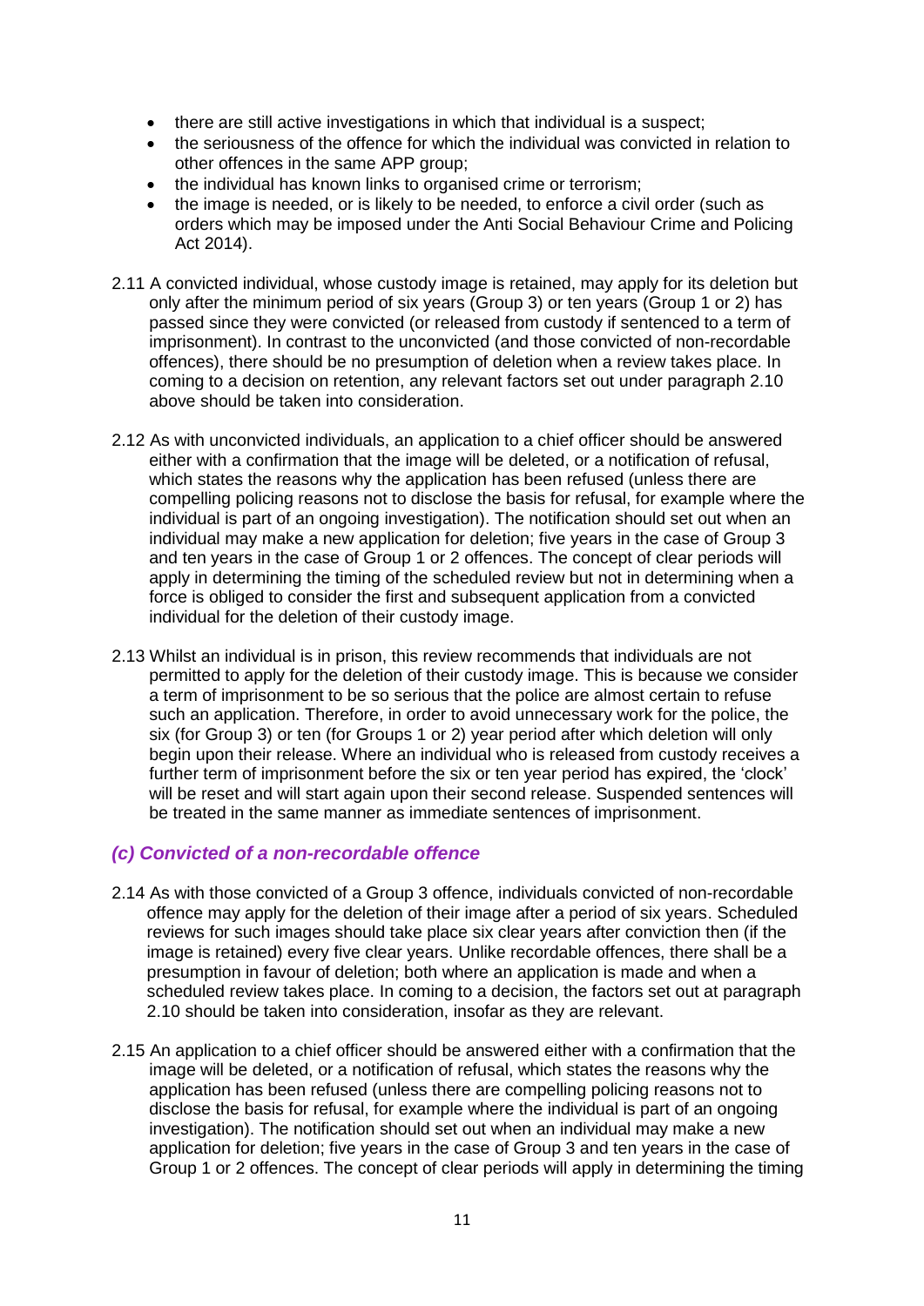- there are still active investigations in which that individual is a suspect;
- the seriousness of the offence for which the individual was convicted in relation to other offences in the same APP group;
- the individual has known links to organised crime or terrorism;
- the image is needed, or is likely to be needed, to enforce a civil order (such as orders which may be imposed under the Anti Social Behaviour Crime and Policing Act 2014).

2.11 A convicted individual, whose custody image is retained, may apply for its deletion but only after the minimum period of six years (Group 3) or ten years (Group 1 or 2) has passed since they were convicted (or released from custody if sentenced to a term of imprisonment). In contrast to the unconvicted (and those convicted of non-recordable offences), there should be no presumption of deletion when a review takes place. In coming to a decision on retention, any relevant factors set out under paragraph 2.10 above should be taken into consideration.

2.12 As with unconvicted individuals, an application to a chief officer should be answered either with a confirmation that the image will be deleted, or a notification of refusal, which states the reasons why the application has been refused (unless there are compelling policing reasons not to disclose the basis for refusal, for example where the individual is part of an ongoing investigation). The notification should set out when an individual may make a new application for deletion; five years in the case of Group 3 and ten years in the case of Group 1 or 2 offences. The concept of clear periods will apply in determining the timing of the scheduled review but not in determining when a force is obliged to consider the first and subsequent application from a convicted individual for the deletion of their custody image.

2.13 Whilst an individual is in prison, this review recommends that individuals are not permitted to apply for the deletion of their custody image. This is because we consider a term of imprisonment to be so serious that the police are almost certain to refuse such an application. Therefore, in order to avoid unnecessary work for the police, the six (for Group 3) or ten (for Groups 1 or 2) year period after which deletion will only begin upon their release. Where an individual who is released from custody receives a further term of imprisonment before the six or ten year period has expired, the 'clock' will be reset and will start again upon their second release. Suspended sentences will be treated in the same manner as immediate sentences of imprisonment.

### *(c) Convicted of a non-recordable offence*

2.14 As with those convicted of a Group 3 offence, individuals convicted of non-recordable offence may apply for the deletion of their image after a period of six years. Scheduled reviews for such images should take place six clear years after conviction then (if the image is retained) every five clear years. Unlike recordable offences, there shall be a presumption in favour of deletion; both where an application is made and when a scheduled review takes place. In coming to a decision, the factors set out at paragraph 2.10 should be taken into consideration, insofar as they are relevant.

2.15 An application to a chief officer should be answered either with a confirmation that the image will be deleted, or a notification of refusal, which states the reasons why the application has been refused (unless there are compelling policing reasons not to disclose the basis for refusal, for example where the individual is part of an ongoing investigation). The notification should set out when an individual may make a new application for deletion; five years in the case of Group 3 and ten years in the case of Group 1 or 2 offences. The concept of clear periods will apply in determining the timing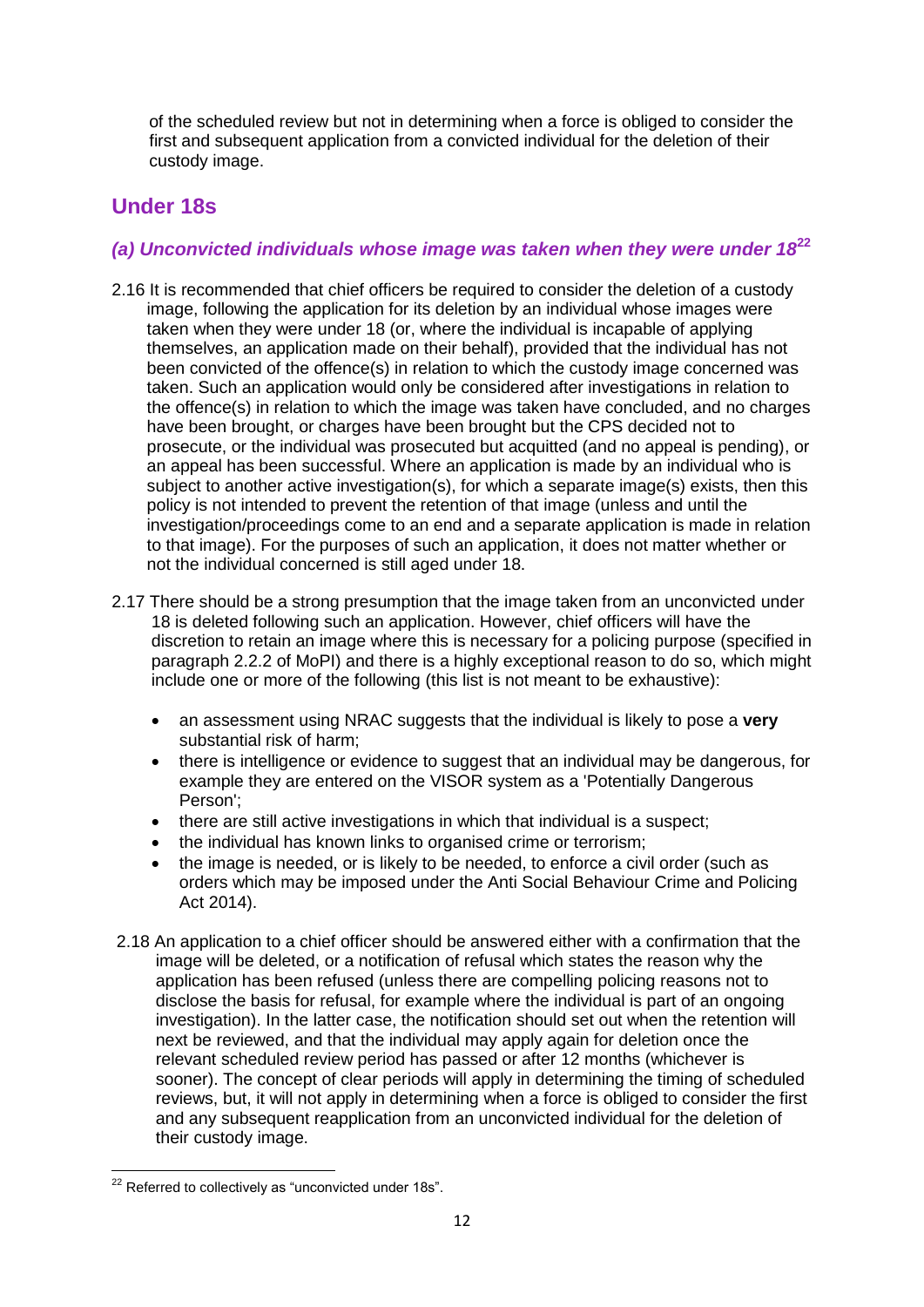of the scheduled review but not in determining when a force is obliged to consider the first and subsequent application from a convicted individual for the deletion of their custody image.

## Under 18s

### *(a) Unconvicted individuals whose image was taken when they were under 18*[22]

2.16 It is recommended that chief officers be required to consider the deletion of a custody image, following the application for its deletion by an individual whose images were taken when they were under 18 (or, where the individual is incapable of applying themselves, an application made on their behalf), provided that the individual has not been convicted of the offence(s) in relation to which the custody image concerned was taken. Such an application would only be considered after investigations in relation to the offence(s) in relation to which the image was taken have concluded, and no charges have been brought, or charges have been brought but the CPS decided not to prosecute, or the individual was prosecuted but acquitted (and no appeal is pending), or an appeal has been successful. Where an application is made by an individual who is subject to another active investigation(s), for which a separate image(s) exists, then this policy is not intended to prevent the retention of that image (unless and until the investigation/proceedings come to an end and a separate application is made in relation to that image). For the purposes of such an application, it does not matter whether or not the individual concerned is still aged under 18.

2.17 There should be a strong presumption that the image taken from an unconvicted under 18 is deleted following such an application. However, chief officers will have the discretion to retain an image where this is necessary for a policing purpose (specified in paragraph 2.2.2 of MoPI) and there is a highly exceptional reason to do so, which might include one or more of the following (this list is not meant to be exhaustive):

- an assessment using NRAC suggests that the individual is likely to pose a **very** substantial risk of harm;
- there is intelligence or evidence to suggest that an individual may be dangerous, for example they are entered on the VISOR system as a 'Potentially Dangerous Person';
- there are still active investigations in which that individual is a suspect;
- the individual has known links to organised crime or terrorism;
- the image is needed, or is likely to be needed, to enforce a civil order (such as orders which may be imposed under the Anti Social Behaviour Crime and Policing Act 2014).

2.18 An application to a chief officer should be answered either with a confirmation that the image will be deleted, or a notification of refusal which states the reason why the application has been refused (unless there are compelling policing reasons not to disclose the basis for refusal, for example where the individual is part of an ongoing investigation). In the latter case, the notification should set out when the retention will next be reviewed, and that the individual may apply again for deletion once the relevant scheduled review period has passed or after 12 months (whichever is sooner). The concept of clear periods will apply in determining the timing of scheduled reviews, but, it will not apply in determining when a force is obliged to consider the first and any subsequent reapplication from an unconvicted individual for the deletion of their custody image.

[22] Referred to collectively as "unconvicted under 18s".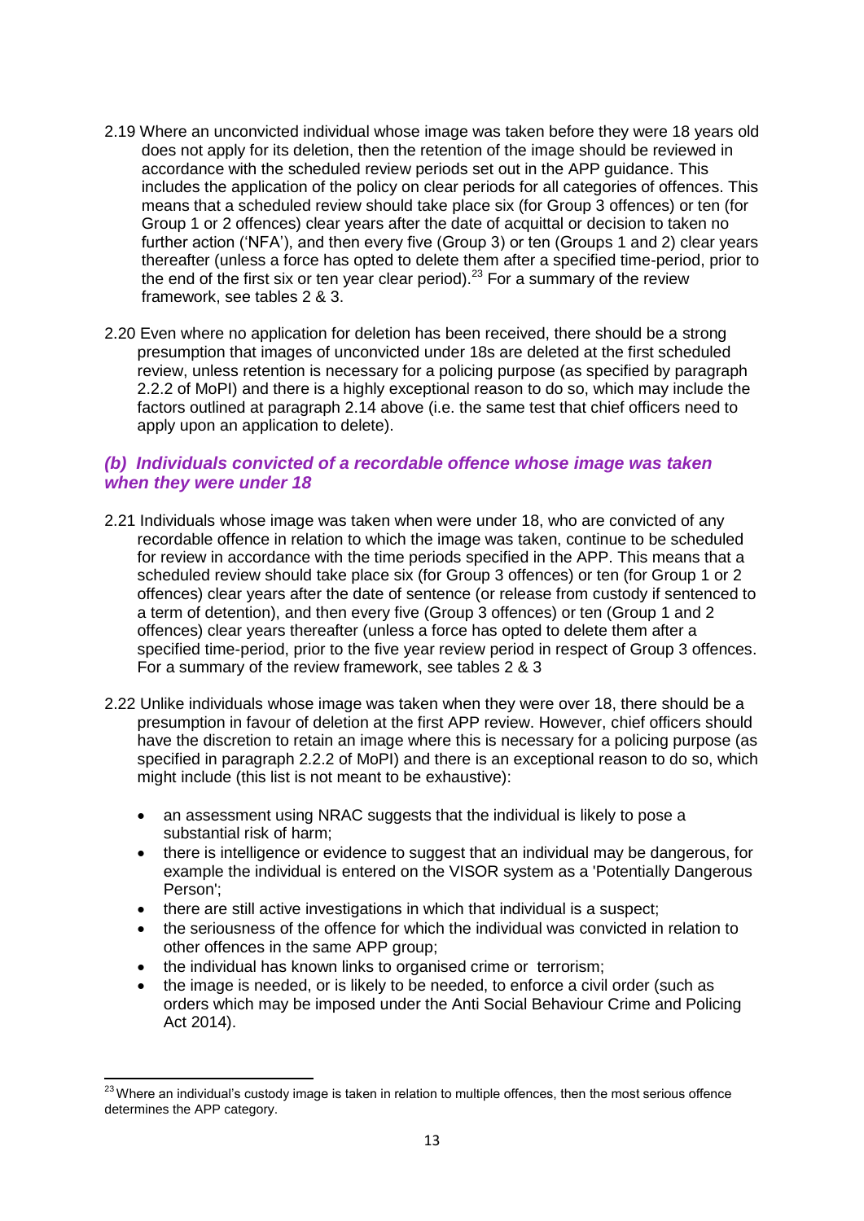2.19 Where an unconvicted individual whose image was taken before they were 18 years old does not apply for its deletion, then the retention of the image should be reviewed in accordance with the scheduled review periods set out in the APP guidance. This includes the application of the policy on clear periods for all categories of offences. This means that a scheduled review should take place six (for Group 3 offences) or ten (for Group 1 or 2 offences) clear years after the date of acquittal or decision to taken no further action ('NFA'), and then every five (Group 3) or ten (Groups 1 and 2) clear years thereafter (unless a force has opted to delete them after a specified time-period, prior to the end of the first six or ten year clear period).[23] For a summary of the review framework, see tables 2 & 3.

2.20 Even where no application for deletion has been received, there should be a strong presumption that images of unconvicted under 18s are deleted at the first scheduled review, unless retention is necessary for a policing purpose (as specified by paragraph 2.2.2 of MoPI) and there is a highly exceptional reason to do so, which may include the factors outlined at paragraph 2.14 above (i.e. the same test that chief officers need to apply upon an application to delete).

### *(b) Individuals convicted of a recordable offence whose image was taken when they were under 18*

2.21 Individuals whose image was taken when were under 18, who are convicted of any recordable offence in relation to which the image was taken, continue to be scheduled for review in accordance with the time periods specified in the APP. This means that a scheduled review should take place six (for Group 3 offences) or ten (for Group 1 or 2 offences) clear years after the date of sentence (or release from custody if sentenced to a term of detention), and then every five (Group 3 offences) or ten (Group 1 and 2 offences) clear years thereafter (unless a force has opted to delete them after a specified time-period, prior to the five year review period in respect of Group 3 offences. For a summary of the review framework, see tables 2 & 3

2.22 Unlike individuals whose image was taken when they were over 18, there should be a presumption in favour of deletion at the first APP review. However, chief officers should have the discretion to retain an image where this is necessary for a policing purpose (as specified in paragraph 2.2.2 of MoPI) and there is an exceptional reason to do so, which might include (this list is not meant to be exhaustive):

- an assessment using NRAC suggests that the individual is likely to pose a substantial risk of harm;
- there is intelligence or evidence to suggest that an individual may be dangerous, for example the individual is entered on the VISOR system as a 'Potentially Dangerous Person';
- there are still active investigations in which that individual is a suspect;
- the seriousness of the offence for which the individual was convicted in relation to other offences in the same APP group;
- the individual has known links to organised crime or terrorism;
- the image is needed, or is likely to be needed, to enforce a civil order (such as orders which may be imposed under the Anti Social Behaviour Crime and Policing Act 2014).

[23] Where an individual's custody image is taken in relation to multiple offences, then the most serious offence determines the APP category.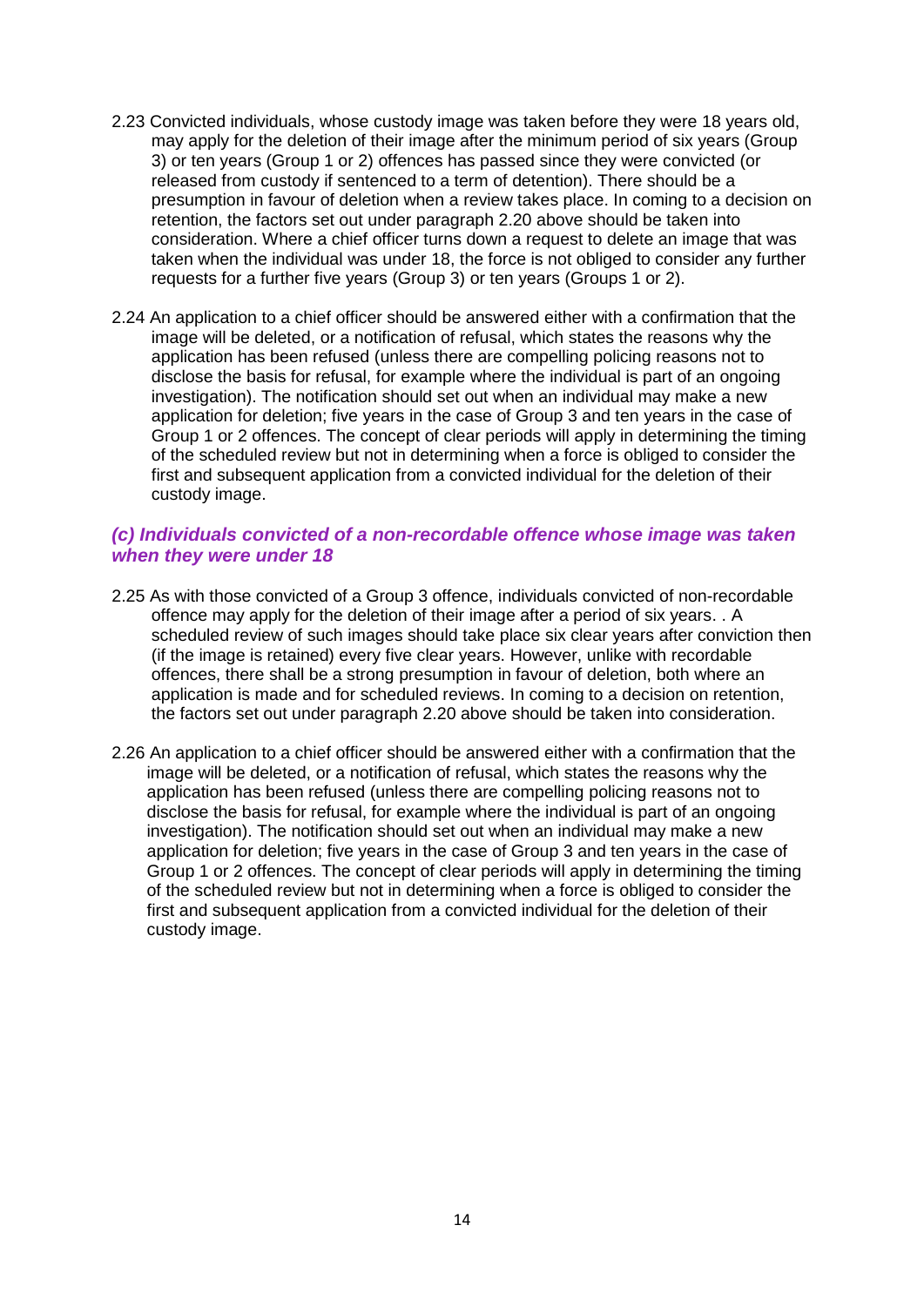2.23 Convicted individuals, whose custody image was taken before they were 18 years old, may apply for the deletion of their image after the minimum period of six years (Group 3) or ten years (Group 1 or 2) offences has passed since they were convicted (or released from custody if sentenced to a term of detention). There should be a presumption in favour of deletion when a review takes place. In coming to a decision on retention, the factors set out under paragraph 2.20 above should be taken into consideration. Where a chief officer turns down a request to delete an image that was taken when the individual was under 18, the force is not obliged to consider any further requests for a further five years (Group 3) or ten years (Groups 1 or 2).

2.24 An application to a chief officer should be answered either with a confirmation that the image will be deleted, or a notification of refusal, which states the reasons why the application has been refused (unless there are compelling policing reasons not to disclose the basis for refusal, for example where the individual is part of an ongoing investigation). The notification should set out when an individual may make a new application for deletion; five years in the case of Group 3 and ten years in the case of Group 1 or 2 offences. The concept of clear periods will apply in determining the timing of the scheduled review but not in determining when a force is obliged to consider the first and subsequent application from a convicted individual for the deletion of their custody image.

### *(c) Individuals convicted of a non-recordable offence whose image was taken when they were under 18*

2.25 As with those convicted of a Group 3 offence, individuals convicted of non-recordable offence may apply for the deletion of their image after a period of six years. . A scheduled review of such images should take place six clear years after conviction then (if the image is retained) every five clear years. However, unlike with recordable offences, there shall be a strong presumption in favour of deletion, both where an application is made and for scheduled reviews. In coming to a decision on retention, the factors set out under paragraph 2.20 above should be taken into consideration.

2.26 An application to a chief officer should be answered either with a confirmation that the image will be deleted, or a notification of refusal, which states the reasons why the application has been refused (unless there are compelling policing reasons not to disclose the basis for refusal, for example where the individual is part of an ongoing investigation). The notification should set out when an individual may make a new application for deletion; five years in the case of Group 3 and ten years in the case of Group 1 or 2 offences. The concept of clear periods will apply in determining the timing of the scheduled review but not in determining when a force is obliged to consider the first and subsequent application from a convicted individual for the deletion of their custody image.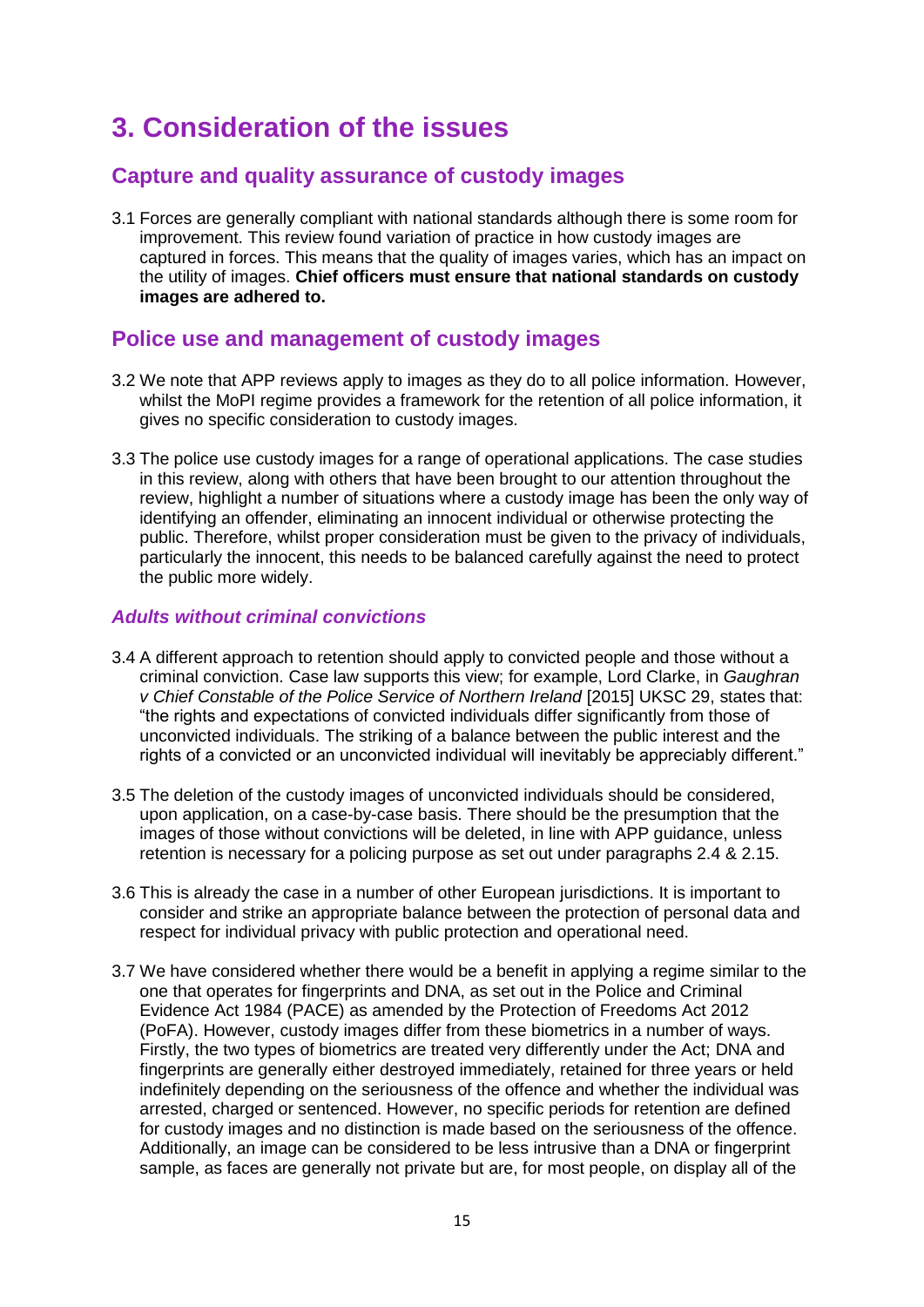# 3. Consideration of the issues

## Capture and quality assurance of custody images

3.1 Forces are generally compliant with national standards although there is some room for improvement. This review found variation of practice in how custody images are captured in forces. This means that the quality of images varies, which has an impact on the utility of images. **Chief officers must ensure that national standards on custody images are adhered to.**

## Police use and management of custody images

3.2 We note that APP reviews apply to images as they do to all police information. However, whilst the MoPI regime provides a framework for the retention of all police information, it gives no specific consideration to custody images.

3.3 The police use custody images for a range of operational applications. The case studies in this review, along with others that have been brought to our attention throughout the review, highlight a number of situations where a custody image has been the only way of identifying an offender, eliminating an innocent individual or otherwise protecting the public. Therefore, whilst proper consideration must be given to the privacy of individuals, particularly the innocent, this needs to be balanced carefully against the need to protect the public more widely.

### *Adults without criminal convictions*

3.4 A different approach to retention should apply to convicted people and those without a criminal conviction. Case law supports this view; for example, Lord Clarke, in *Gaughran v Chief Constable of the Police Service of Northern Ireland* [2015] UKSC 29, states that: "the rights and expectations of convicted individuals differ significantly from those of unconvicted individuals. The striking of a balance between the public interest and the rights of a convicted or an unconvicted individual will inevitably be appreciably different."

3.5 The deletion of the custody images of unconvicted individuals should be considered, upon application, on a case-by-case basis. There should be the presumption that the images of those without convictions will be deleted, in line with APP guidance, unless retention is necessary for a policing purpose as set out under paragraphs 2.4 & 2.15.

3.6 This is already the case in a number of other European jurisdictions. It is important to consider and strike an appropriate balance between the protection of personal data and respect for individual privacy with public protection and operational need.

3.7 We have considered whether there would be a benefit in applying a regime similar to the one that operates for fingerprints and DNA, as set out in the Police and Criminal Evidence Act 1984 (PACE) as amended by the Protection of Freedoms Act 2012 (PoFA). However, custody images differ from these biometrics in a number of ways. Firstly, the two types of biometrics are treated very differently under the Act; DNA and fingerprints are generally either destroyed immediately, retained for three years or held indefinitely depending on the seriousness of the offence and whether the individual was arrested, charged or sentenced. However, no specific periods for retention are defined for custody images and no distinction is made based on the seriousness of the offence. Additionally, an image can be considered to be less intrusive than a DNA or fingerprint sample, as faces are generally not private but are, for most people, on display all of the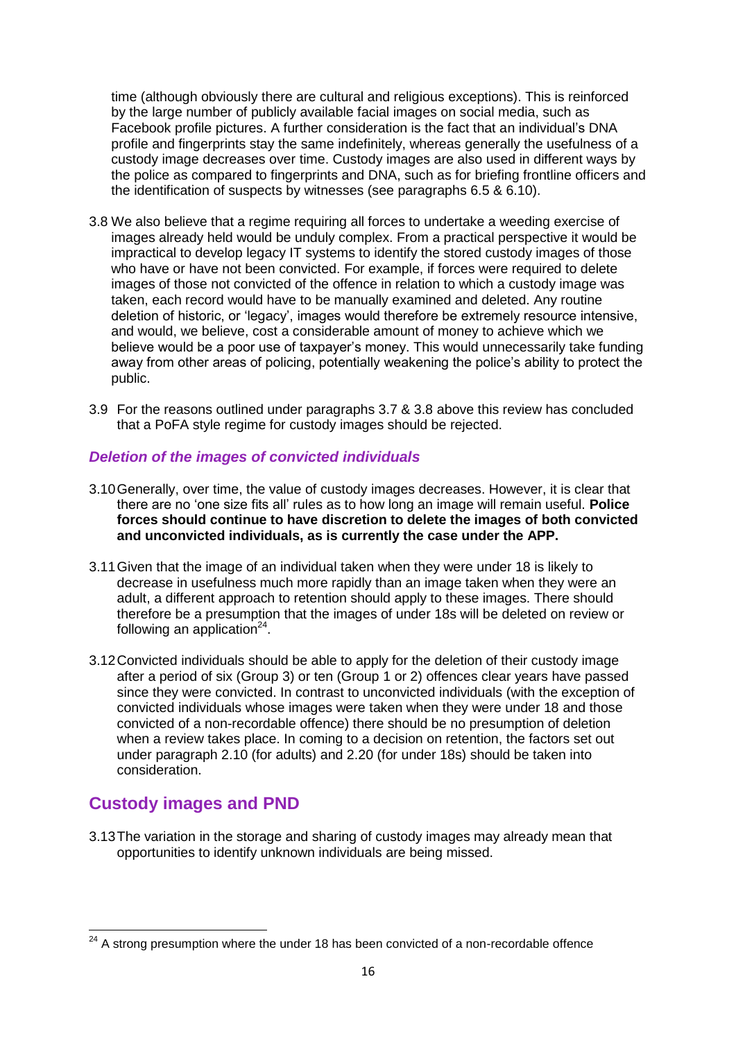time (although obviously there are cultural and religious exceptions). This is reinforced by the large number of publicly available facial images on social media, such as Facebook profile pictures. A further consideration is the fact that an individual's DNA profile and fingerprints stay the same indefinitely, whereas generally the usefulness of a custody image decreases over time. Custody images are also used in different ways by the police as compared to fingerprints and DNA, such as for briefing frontline officers and the identification of suspects by witnesses (see paragraphs 6.5 & 6.10).

3.8 We also believe that a regime requiring all forces to undertake a weeding exercise of images already held would be unduly complex. From a practical perspective it would be impractical to develop legacy IT systems to identify the stored custody images of those who have or have not been convicted. For example, if forces were required to delete images of those not convicted of the offence in relation to which a custody image was taken, each record would have to be manually examined and deleted. Any routine deletion of historic, or 'legacy', images would therefore be extremely resource intensive, and would, we believe, cost a considerable amount of money to achieve which we believe would be a poor use of taxpayer's money. This would unnecessarily take funding away from other areas of policing, potentially weakening the police's ability to protect the public.

3.9 For the reasons outlined under paragraphs 3.7 & 3.8 above this review has concluded that a PoFA style regime for custody images should be rejected.

### *Deletion of the images of convicted individuals*

3.10 Generally, over time, the value of custody images decreases. However, it is clear that there are no 'one size fits all' rules as to how long an image will remain useful. **Police forces should continue to have discretion to delete the images of both convicted and unconvicted individuals, as is currently the case under the APP.**

3.11 Given that the image of an individual taken when they were under 18 is likely to decrease in usefulness much more rapidly than an image taken when they were an adult, a different approach to retention should apply to these images. There should therefore be a presumption that the images of under 18s will be deleted on review or following an application[24].

3.12 Convicted individuals should be able to apply for the deletion of their custody image after a period of six (Group 3) or ten (Group 1 or 2) offences clear years have passed since they were convicted. In contrast to unconvicted individuals (with the exception of convicted individuals whose images were taken when they were under 18 and those convicted of a non-recordable offence) there should be no presumption of deletion when a review takes place. In coming to a decision on retention, the factors set out under paragraph 2.10 (for adults) and 2.20 (for under 18s) should be taken into consideration.

## Custody images and PND

3.13 The variation in the storage and sharing of custody images may already mean that opportunities to identify unknown individuals are being missed.

[24] A strong presumption where the under 18 has been convicted of a non-recordable offence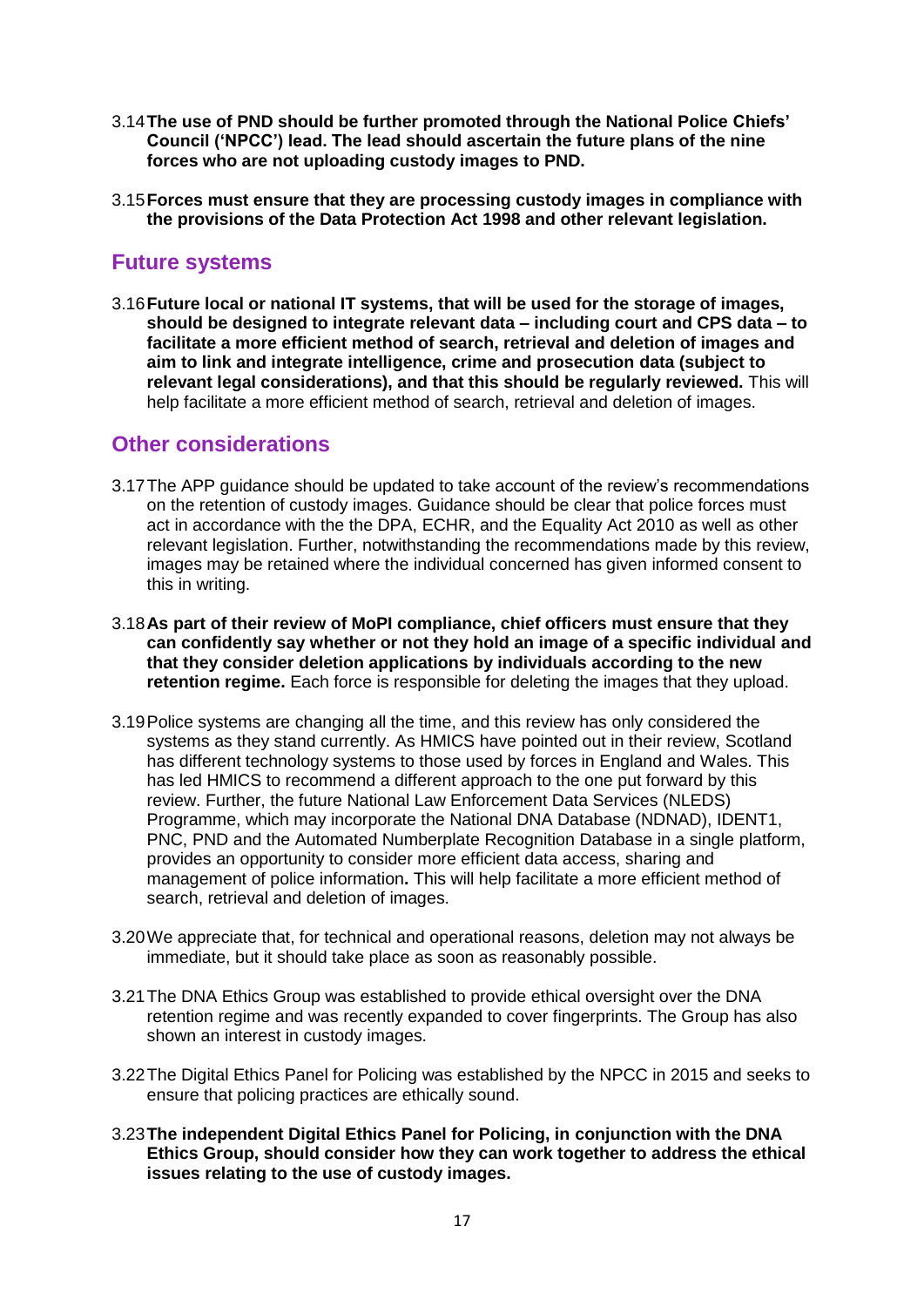3.14 **The use of PND should be further promoted through the National Police Chiefs' Council ('NPCC') lead. The lead should ascertain the future plans of the nine forces who are not uploading custody images to PND.**

3.15 **Forces must ensure that they are processing custody images in compliance with the provisions of the Data Protection Act 1998 and other relevant legislation.**

## Future systems

3.16 **Future local or national IT systems, that will be used for the storage of images, should be designed to integrate relevant data – including court and CPS data – to facilitate a more efficient method of search, retrieval and deletion of images and aim to link and integrate intelligence, crime and prosecution data (subject to relevant legal considerations), and that this should be regularly reviewed.** This will help facilitate a more efficient method of search, retrieval and deletion of images.

## Other considerations

3.17 The APP guidance should be updated to take account of the review's recommendations on the retention of custody images. Guidance should be clear that police forces must act in accordance with the the DPA, ECHR, and the Equality Act 2010 as well as other relevant legislation. Further, notwithstanding the recommendations made by this review, images may be retained where the individual concerned has given informed consent to this in writing.

3.18 **As part of their review of MoPI compliance, chief officers must ensure that they can confidently say whether or not they hold an image of a specific individual and that they consider deletion applications by individuals according to the new retention regime.** Each force is responsible for deleting the images that they upload.

3.19 Police systems are changing all the time, and this review has only considered the systems as they stand currently. As HMICS have pointed out in their review, Scotland has different technology systems to those used by forces in England and Wales. This has led HMICS to recommend a different approach to the one put forward by this review. Further, the future National Law Enforcement Data Services (NLEDS) Programme, which may incorporate the National DNA Database (NDNAD), IDENT1, PNC, PND and the Automated Numberplate Recognition Database in a single platform, provides an opportunity to consider more efficient data access, sharing and management of police information**.** This will help facilitate a more efficient method of search, retrieval and deletion of images.

3.20 We appreciate that, for technical and operational reasons, deletion may not always be immediate, but it should take place as soon as reasonably possible.

3.21 The DNA Ethics Group was established to provide ethical oversight over the DNA retention regime and was recently expanded to cover fingerprints. The Group has also shown an interest in custody images.

3.22 The Digital Ethics Panel for Policing was established by the NPCC in 2015 and seeks to ensure that policing practices are ethically sound.

3.23 **The independent Digital Ethics Panel for Policing, in conjunction with the DNA Ethics Group, should consider how they can work together to address the ethical issues relating to the use of custody images.**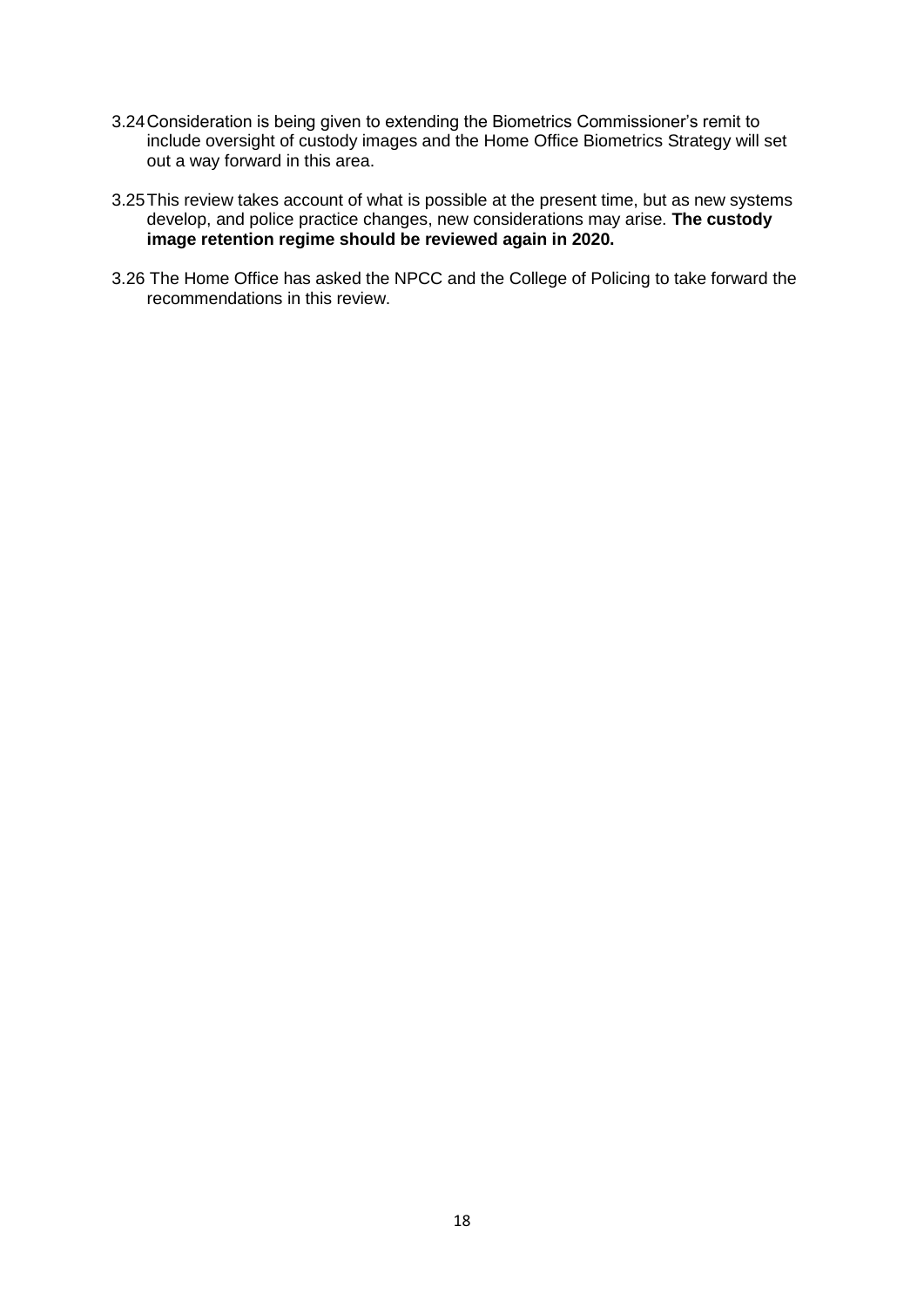3.24 Consideration is being given to extending the Biometrics Commissioner's remit to include oversight of custody images and the Home Office Biometrics Strategy will set out a way forward in this area.

3.25 This review takes account of what is possible at the present time, but as new systems develop, and police practice changes, new considerations may arise. **The custody image retention regime should be reviewed again in 2020.**

3.26 The Home Office has asked the NPCC and the College of Policing to take forward the recommendations in this review.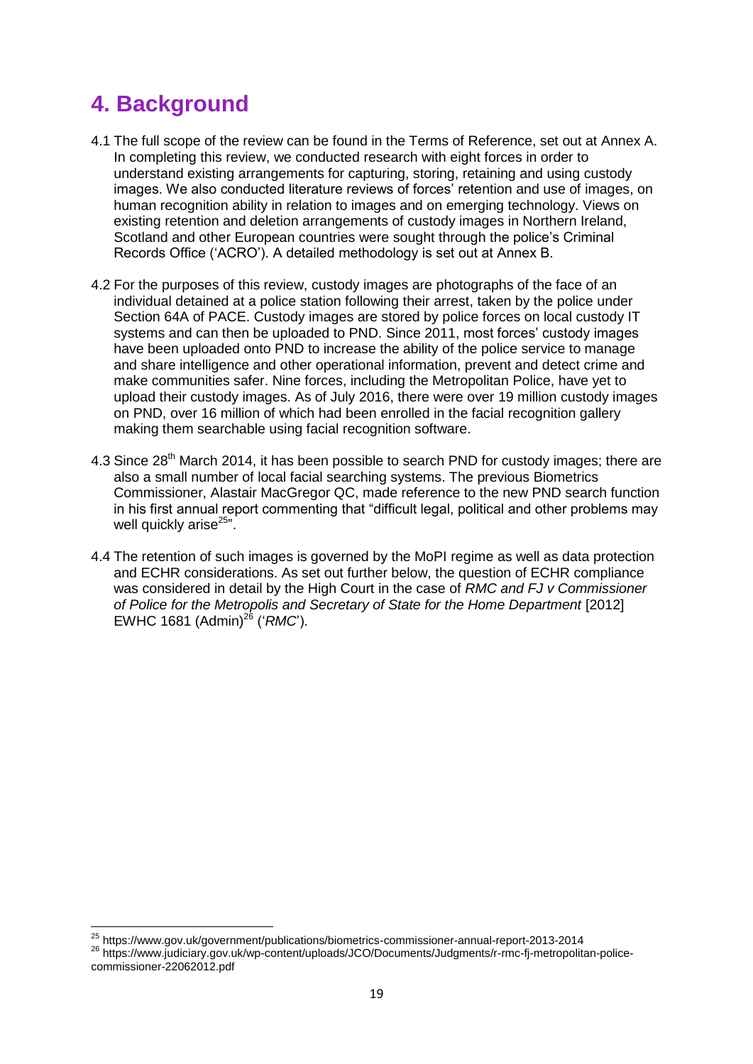# 4. Background

4.1 The full scope of the review can be found in the Terms of Reference, set out at Annex A. In completing this review, we conducted research with eight forces in order to understand existing arrangements for capturing, storing, retaining and using custody images. We also conducted literature reviews of forces' retention and use of images, on human recognition ability in relation to images and on emerging technology. Views on existing retention and deletion arrangements of custody images in Northern Ireland, Scotland and other European countries were sought through the police's Criminal Records Office ('ACRO'). A detailed methodology is set out at Annex B.

4.2 For the purposes of this review, custody images are photographs of the face of an individual detained at a police station following their arrest, taken by the police under Section 64A of PACE. Custody images are stored by police forces on local custody IT systems and can then be uploaded to PND. Since 2011, most forces' custody images have been uploaded onto PND to increase the ability of the police service to manage and share intelligence and other operational information, prevent and detect crime and make communities safer. Nine forces, including the Metropolitan Police, have yet to upload their custody images. As of July 2016, there were over 19 million custody images on PND, over 16 million of which had been enrolled in the facial recognition gallery making them searchable using facial recognition software.

4.3 Since 28th March 2014, it has been possible to search PND for custody images; there are also a small number of local facial searching systems. The previous Biometrics Commissioner, Alastair MacGregor QC, made reference to the new PND search function in his first annual report commenting that "difficult legal, political and other problems may well quickly arise[25]".

4.4 The retention of such images is governed by the MoPI regime as well as data protection and ECHR considerations. As set out further below, the question of ECHR compliance was considered in detail by the High Court in the case of *RMC and FJ v Commissioner of Police for the Metropolis and Secretary of State for the Home Department* [2012] EWHC 1681 (Admin)[26] ('*RMC*').

---

[25] https://www.gov.uk/government/publications/biometrics-commissioner-annual-report-2013-2014

[26] https://www.judiciary.gov.uk/wp-content/uploads/JCO/Documents/Judgments/r-rmc-fj-metropolitan-police-commissioner-22062012.pdf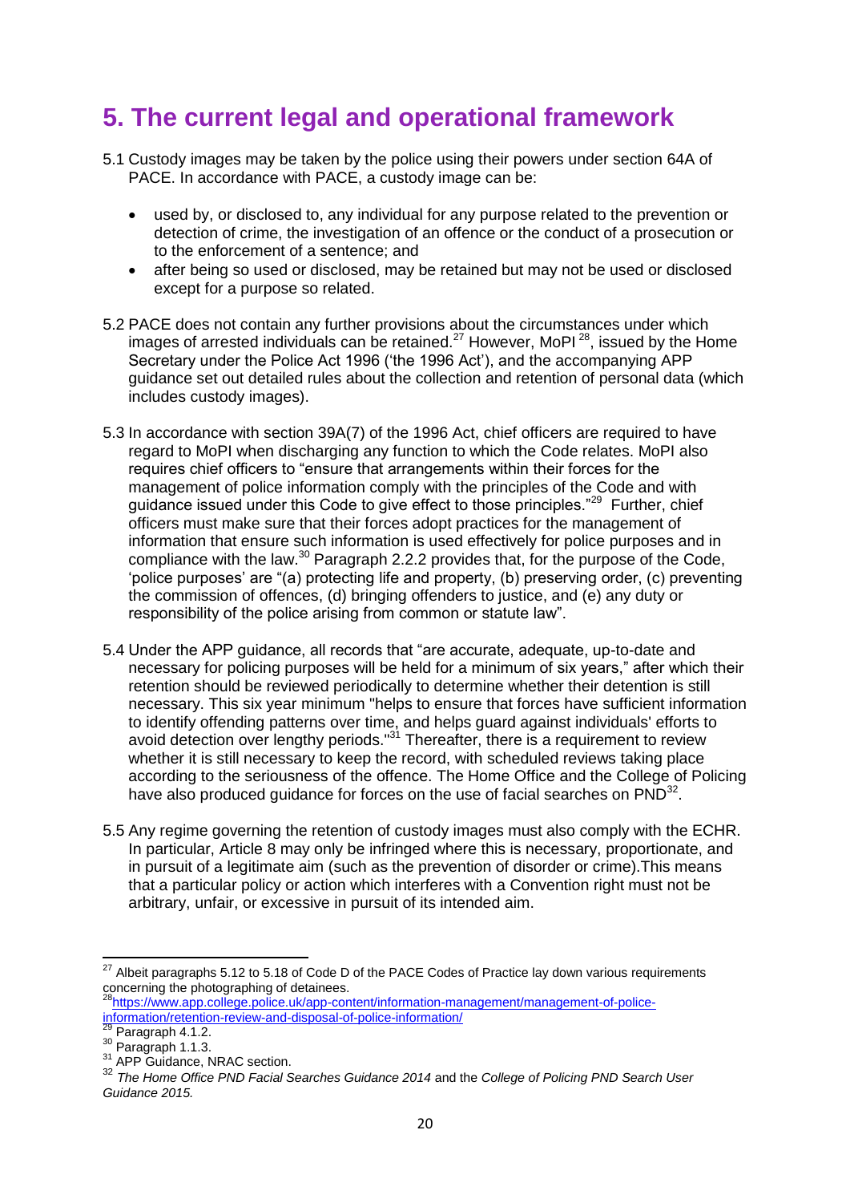# 5. The current legal and operational framework

5.1 Custody images may be taken by the police using their powers under section 64A of PACE. In accordance with PACE, a custody image can be:

- used by, or disclosed to, any individual for any purpose related to the prevention or detection of crime, the investigation of an offence or the conduct of a prosecution or to the enforcement of a sentence; and
- after being so used or disclosed, may be retained but may not be used or disclosed except for a purpose so related.

5.2 PACE does not contain any further provisions about the circumstances under which images of arrested individuals can be retained.[27] However, MoPI [28], issued by the Home Secretary under the Police Act 1996 ('the 1996 Act'), and the accompanying APP guidance set out detailed rules about the collection and retention of personal data (which includes custody images).

5.3 In accordance with section 39A(7) of the 1996 Act, chief officers are required to have regard to MoPI when discharging any function to which the Code relates. MoPI also requires chief officers to "ensure that arrangements within their forces for the management of police information comply with the principles of the Code and with guidance issued under this Code to give effect to those principles."[29] Further, chief officers must make sure that their forces adopt practices for the management of information that ensure such information is used effectively for police purposes and in compliance with the law.[30] Paragraph 2.2.2 provides that, for the purpose of the Code, 'police purposes' are "(a) protecting life and property, (b) preserving order, (c) preventing the commission of offences, (d) bringing offenders to justice, and (e) any duty or responsibility of the police arising from common or statute law".

5.4 Under the APP guidance, all records that "are accurate, adequate, up-to-date and necessary for policing purposes will be held for a minimum of six years," after which their retention should be reviewed periodically to determine whether their detention is still necessary. This six year minimum "helps to ensure that forces have sufficient information to identify offending patterns over time, and helps guard against individuals' efforts to avoid detection over lengthy periods."[31] Thereafter, there is a requirement to review whether it is still necessary to keep the record, with scheduled reviews taking place according to the seriousness of the offence. The Home Office and the College of Policing have also produced guidance for forces on the use of facial searches on PND[32].

5.5 Any regime governing the retention of custody images must also comply with the ECHR. In particular, Article 8 may only be infringed where this is necessary, proportionate, and in pursuit of a legitimate aim (such as the prevention of disorder or crime).This means that a particular policy or action which interferes with a Convention right must not be arbitrary, unfair, or excessive in pursuit of its intended aim.

---

[27] Albeit paragraphs 5.12 to 5.18 of Code D of the PACE Codes of Practice lay down various requirements concerning the photographing of detainees.

[28] https://www.app.college.police.uk/app-content/information-management/management-of-police-information/retention-review-and-disposal-of-police-information/

[29] Paragraph 4.1.2.

[30] Paragraph 1.1.3.

[31] APP Guidance, NRAC section.

[32] *The Home Office PND Facial Searches Guidance 2014* and the *College of Policing PND Search User Guidance 2015.*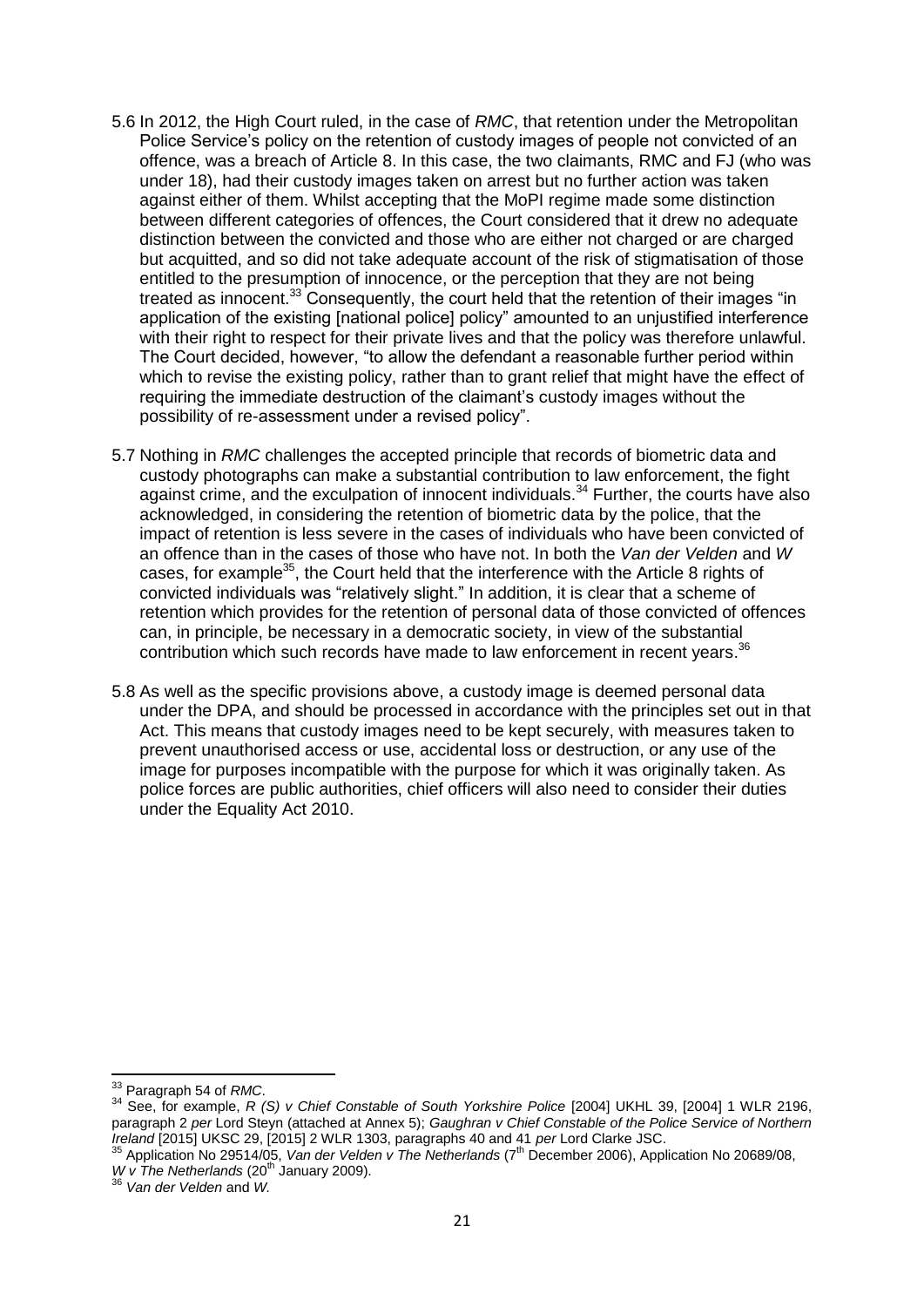5.6 In 2012, the High Court ruled, in the case of *RMC*, that retention under the Metropolitan Police Service's policy on the retention of custody images of people not convicted of an offence, was a breach of Article 8. In this case, the two claimants, RMC and FJ (who was under 18), had their custody images taken on arrest but no further action was taken against either of them. Whilst accepting that the MoPI regime made some distinction between different categories of offences, the Court considered that it drew no adequate distinction between the convicted and those who are either not charged or are charged but acquitted, and so did not take adequate account of the risk of stigmatisation of those entitled to the presumption of innocence, or the perception that they are not being treated as innocent.[33] Consequently, the court held that the retention of their images "in application of the existing [national police] policy" amounted to an unjustified interference with their right to respect for their private lives and that the policy was therefore unlawful. The Court decided, however, "to allow the defendant a reasonable further period within which to revise the existing policy, rather than to grant relief that might have the effect of requiring the immediate destruction of the claimant's custody images without the possibility of re-assessment under a revised policy".

5.7 Nothing in *RMC* challenges the accepted principle that records of biometric data and custody photographs can make a substantial contribution to law enforcement, the fight against crime, and the exculpation of innocent individuals.[34] Further, the courts have also acknowledged, in considering the retention of biometric data by the police, that the impact of retention is less severe in the cases of individuals who have been convicted of an offence than in the cases of those who have not. In both the *Van der Velden* and *W* cases, for example[35], the Court held that the interference with the Article 8 rights of convicted individuals was "relatively slight." In addition, it is clear that a scheme of retention which provides for the retention of personal data of those convicted of offences can, in principle, be necessary in a democratic society, in view of the substantial contribution which such records have made to law enforcement in recent years.[36]

5.8 As well as the specific provisions above, a custody image is deemed personal data under the DPA, and should be processed in accordance with the principles set out in that Act. This means that custody images need to be kept securely, with measures taken to prevent unauthorised access or use, accidental loss or destruction, or any use of the image for purposes incompatible with the purpose for which it was originally taken. As police forces are public authorities, chief officers will also need to consider their duties under the Equality Act 2010.

---

[33] Paragraph 54 of *RMC*.

[34] See, for example, *R (S) v Chief Constable of South Yorkshire Police* [2004] UKHL 39, [2004] 1 WLR 2196, paragraph 2 *per* Lord Steyn (attached at Annex 5); *Gaughran v Chief Constable of the Police Service of Northern Ireland* [2015] UKSC 29, [2015] 2 WLR 1303, paragraphs 40 and 41 *per* Lord Clarke JSC.

[35] Application No 29514/05, *Van der Velden v The Netherlands* (7th December 2006), Application No 20689/08, *W v The Netherlands* (20th January 2009).

[36] *Van der Velden* and *W.*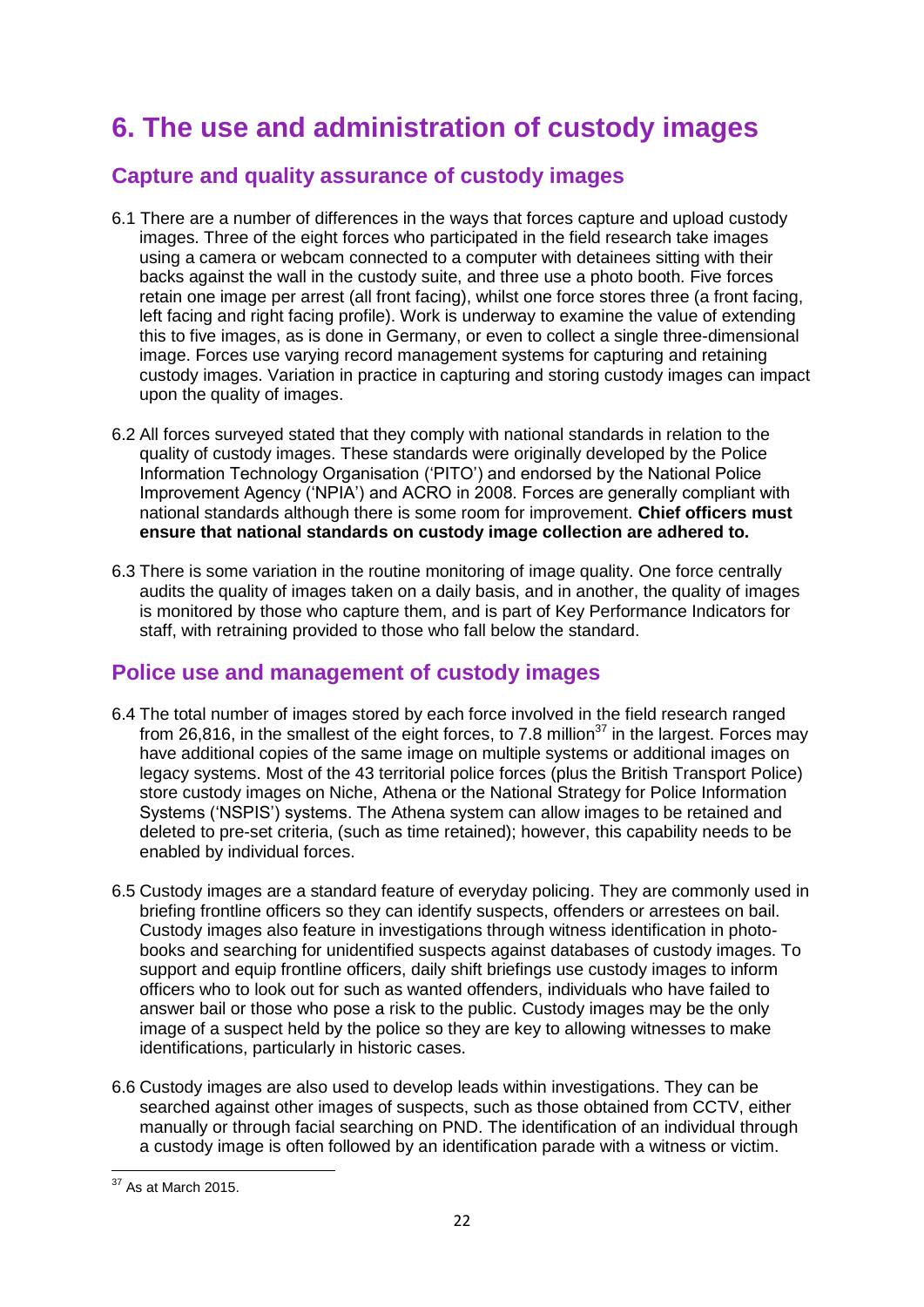# 6. The use and administration of custody images

## Capture and quality assurance of custody images

6.1 There are a number of differences in the ways that forces capture and upload custody images. Three of the eight forces who participated in the field research take images using a camera or webcam connected to a computer with detainees sitting with their backs against the wall in the custody suite, and three use a photo booth. Five forces retain one image per arrest (all front facing), whilst one force stores three (a front facing, left facing and right facing profile). Work is underway to examine the value of extending this to five images, as is done in Germany, or even to collect a single three-dimensional image. Forces use varying record management systems for capturing and retaining custody images. Variation in practice in capturing and storing custody images can impact upon the quality of images.

6.2 All forces surveyed stated that they comply with national standards in relation to the quality of custody images. These standards were originally developed by the Police Information Technology Organisation ('PITO') and endorsed by the National Police Improvement Agency ('NPIA') and ACRO in 2008. Forces are generally compliant with national standards although there is some room for improvement. **Chief officers must ensure that national standards on custody image collection are adhered to.**

6.3 There is some variation in the routine monitoring of image quality. One force centrally audits the quality of images taken on a daily basis, and in another, the quality of images is monitored by those who capture them, and is part of Key Performance Indicators for staff, with retraining provided to those who fall below the standard.

## Police use and management of custody images

6.4 The total number of images stored by each force involved in the field research ranged from 26,816, in the smallest of the eight forces, to 7.8 million[37] in the largest. Forces may have additional copies of the same image on multiple systems or additional images on legacy systems. Most of the 43 territorial police forces (plus the British Transport Police) store custody images on Niche, Athena or the National Strategy for Police Information Systems ('NSPIS') systems. The Athena system can allow images to be retained and deleted to pre-set criteria, (such as time retained); however, this capability needs to be enabled by individual forces.

6.5 Custody images are a standard feature of everyday policing. They are commonly used in briefing frontline officers so they can identify suspects, offenders or arrestees on bail. Custody images also feature in investigations through witness identification in photo-books and searching for unidentified suspects against databases of custody images. To support and equip frontline officers, daily shift briefings use custody images to inform officers who to look out for such as wanted offenders, individuals who have failed to answer bail or those who pose a risk to the public. Custody images may be the only image of a suspect held by the police so they are key to allowing witnesses to make identifications, particularly in historic cases.

6.6 Custody images are also used to develop leads within investigations. They can be searched against other images of suspects, such as those obtained from CCTV, either manually or through facial searching on PND. The identification of an individual through a custody image is often followed by an identification parade with a witness or victim.

---

[37] As at March 2015.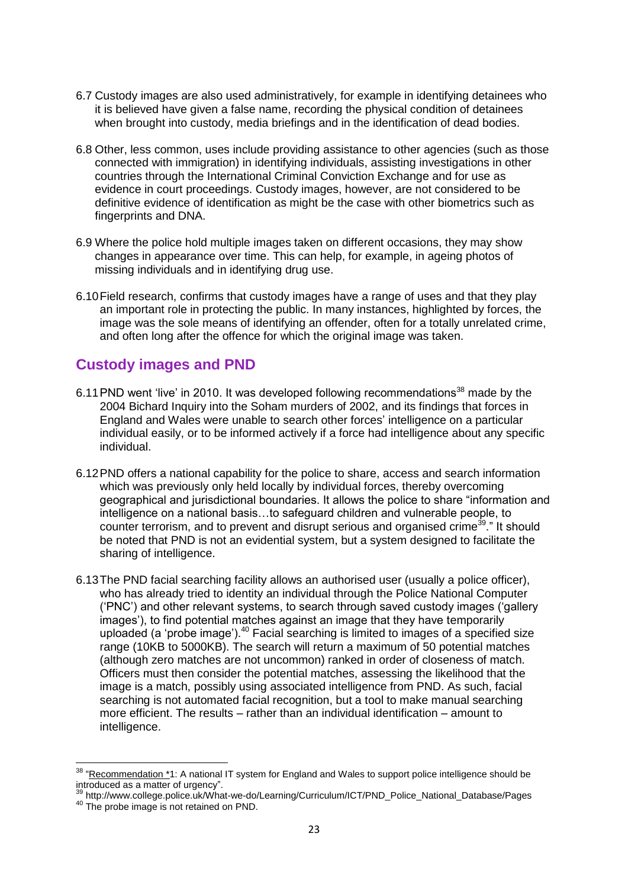6.7 Custody images are also used administratively, for example in identifying detainees who it is believed have given a false name, recording the physical condition of detainees when brought into custody, media briefings and in the identification of dead bodies.

6.8 Other, less common, uses include providing assistance to other agencies (such as those connected with immigration) in identifying individuals, assisting investigations in other countries through the International Criminal Conviction Exchange and for use as evidence in court proceedings. Custody images, however, are not considered to be definitive evidence of identification as might be the case with other biometrics such as fingerprints and DNA.

6.9 Where the police hold multiple images taken on different occasions, they may show changes in appearance over time. This can help, for example, in ageing photos of missing individuals and in identifying drug use.

6.10 Field research, confirms that custody images have a range of uses and that they play an important role in protecting the public. In many instances, highlighted by forces, the image was the sole means of identifying an offender, often for a totally unrelated crime, and often long after the offence for which the original image was taken.

## Custody images and PND

6.11 PND went 'live' in 2010. It was developed following recommendations[38] made by the 2004 Bichard Inquiry into the Soham murders of 2002, and its findings that forces in England and Wales were unable to search other forces' intelligence on a particular individual easily, or to be informed actively if a force had intelligence about any specific individual.

6.12 PND offers a national capability for the police to share, access and search information which was previously only held locally by individual forces, thereby overcoming geographical and jurisdictional boundaries. It allows the police to share "information and intelligence on a national basis…to safeguard children and vulnerable people, to counter terrorism, and to prevent and disrupt serious and organised crime[39]." It should be noted that PND is not an evidential system, but a system designed to facilitate the sharing of intelligence.

6.13 The PND facial searching facility allows an authorised user (usually a police officer), who has already tried to identity an individual through the Police National Computer ('PNC') and other relevant systems, to search through saved custody images ('gallery images'), to find potential matches against an image that they have temporarily uploaded (a 'probe image').[40] Facial searching is limited to images of a specified size range (10KB to 5000KB). The search will return a maximum of 50 potential matches (although zero matches are not uncommon) ranked in order of closeness of match. Officers must then consider the potential matches, assessing the likelihood that the image is a match, possibly using associated intelligence from PND. As such, facial searching is not automated facial recognition, but a tool to make manual searching more efficient. The results – rather than an individual identification – amount to intelligence.

---

[38] "Recommendation *1: A national IT system for England and Wales to support police intelligence should be introduced as a matter of urgency".

[39] http://www.college.police.uk/What-we-do/Learning/Curriculum/ICT/PND_Police_National_Database/Pages

[40] The probe image is not retained on PND.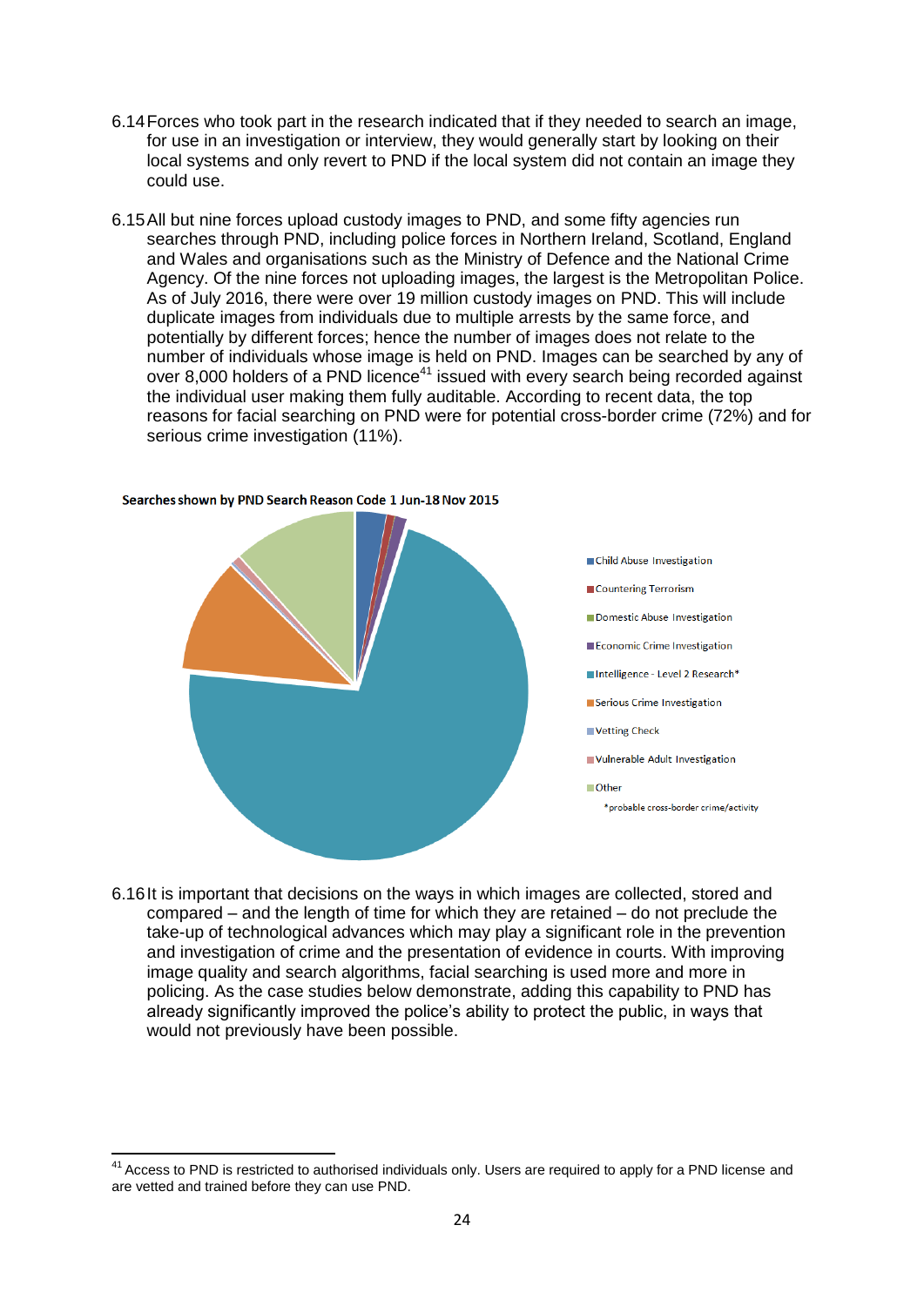6.14 Forces who took part in the research indicated that if they needed to search an image, for use in an investigation or interview, they would generally start by looking on their local systems and only revert to PND if the local system did not contain an image they could use.

6.15 All but nine forces upload custody images to PND, and some fifty agencies run searches through PND, including police forces in Northern Ireland, Scotland, England and Wales and organisations such as the Ministry of Defence and the National Crime Agency. Of the nine forces not uploading images, the largest is the Metropolitan Police. As of July 2016, there were over 19 million custody images on PND. This will include duplicate images from individuals due to multiple arrests by the same force, and potentially by different forces; hence the number of images does not relate to the number of individuals whose image is held on PND. Images can be searched by any of over 8,000 holders of a PND licence[41] issued with every search being recorded against the individual user making them fully auditable. According to recent data, the top reasons for facial searching on PND were for potential cross-border crime (72%) and for serious crime investigation (11%).

**Searches shown by PND Search Reason Code 1 Jun-18 Nov 2015**

- Child Abuse Investigation
- Countering Terrorism
- Domestic Abuse Investigation
- Economic Crime Investigation
- Intelligence - Level 2 Research*
- Serious Crime Investigation
- Vetting Check
- Vulnerable Adult Investigation
- Other

*probable cross-border crime/activity

6.16 It is important that decisions on the ways in which images are collected, stored and compared – and the length of time for which they are retained – do not preclude the take-up of technological advances which may play a significant role in the prevention and investigation of crime and the presentation of evidence in courts. With improving image quality and search algorithms, facial searching is used more and more in policing. As the case studies below demonstrate, adding this capability to PND has already significantly improved the police's ability to protect the public, in ways that would not previously have been possible.

[41] Access to PND is restricted to authorised individuals only. Users are required to apply for a PND license and are vetted and trained before they can use PND.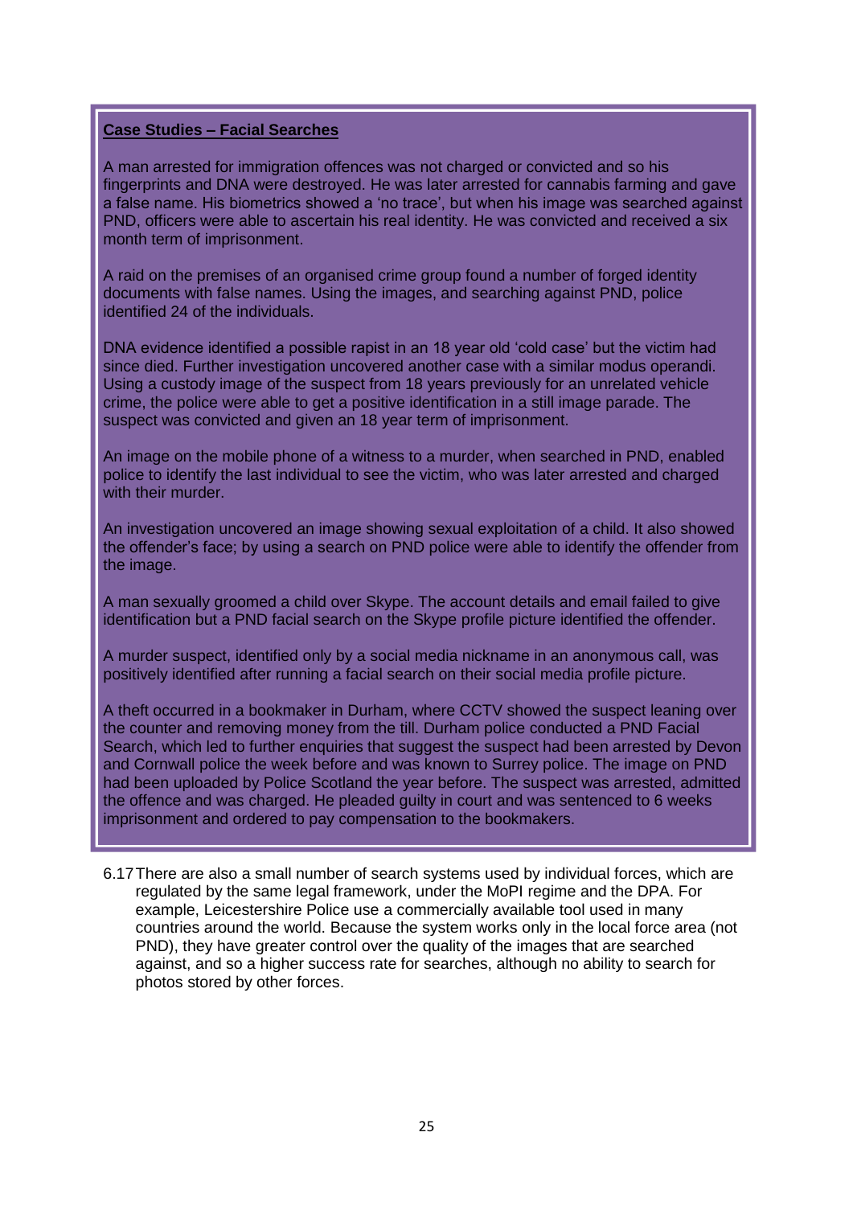**Case Studies – Facial Searches**

A man arrested for immigration offences was not charged or convicted and so his fingerprints and DNA were destroyed. He was later arrested for cannabis farming and gave a false name. His biometrics showed a 'no trace', but when his image was searched against PND, officers were able to ascertain his real identity. He was convicted and received a six month term of imprisonment.

A raid on the premises of an organised crime group found a number of forged identity documents with false names. Using the images, and searching against PND, police identified 24 of the individuals.

DNA evidence identified a possible rapist in an 18 year old 'cold case' but the victim had since died. Further investigation uncovered another case with a similar modus operandi. Using a custody image of the suspect from 18 years previously for an unrelated vehicle crime, the police were able to get a positive identification in a still image parade. The suspect was convicted and given an 18 year term of imprisonment.

An image on the mobile phone of a witness to a murder, when searched in PND, enabled police to identify the last individual to see the victim, who was later arrested and charged with their murder.

An investigation uncovered an image showing sexual exploitation of a child. It also showed the offender's face; by using a search on PND police were able to identify the offender from the image.

A man sexually groomed a child over Skype. The account details and email failed to give identification but a PND facial search on the Skype profile picture identified the offender.

A murder suspect, identified only by a social media nickname in an anonymous call, was positively identified after running a facial search on their social media profile picture.

A theft occurred in a bookmaker in Durham, where CCTV showed the suspect leaning over the counter and removing money from the till. Durham police conducted a PND Facial Search, which led to further enquiries that suggest the suspect had been arrested by Devon and Cornwall police the week before and was known to Surrey police. The image on PND had been uploaded by Police Scotland the year before. The suspect was arrested, admitted the offence and was charged. He pleaded guilty in court and was sentenced to 6 weeks imprisonment and ordered to pay compensation to the bookmakers.

6.17 There are also a small number of search systems used by individual forces, which are regulated by the same legal framework, under the MoPI regime and the DPA. For example, Leicestershire Police use a commercially available tool used in many countries around the world. Because the system works only in the local force area (not PND), they have greater control over the quality of the images that are searched against, and so a higher success rate for searches, although no ability to search for photos stored by other forces.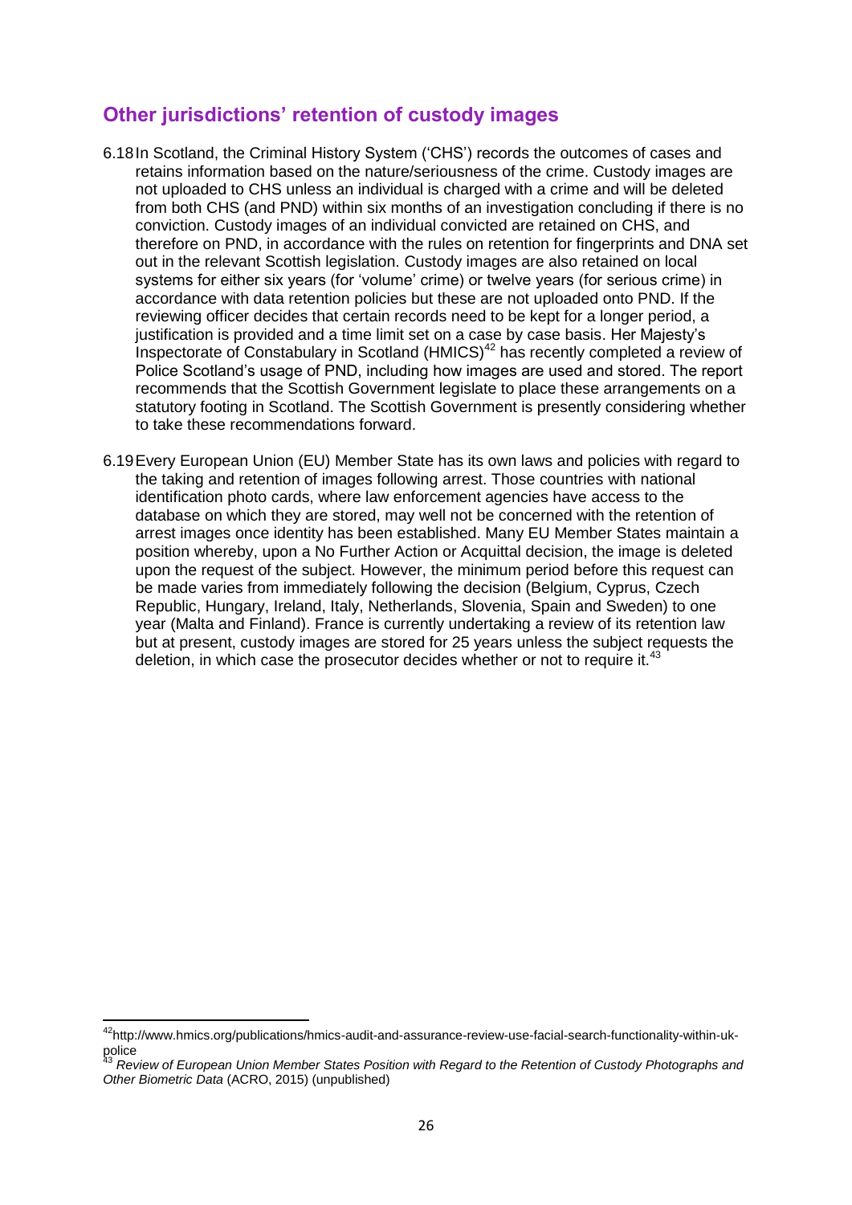## Other jurisdictions' retention of custody images

6.18 In Scotland, the Criminal History System ('CHS') records the outcomes of cases and retains information based on the nature/seriousness of the crime. Custody images are not uploaded to CHS unless an individual is charged with a crime and will be deleted from both CHS (and PND) within six months of an investigation concluding if there is no conviction. Custody images of an individual convicted are retained on CHS, and therefore on PND, in accordance with the rules on retention for fingerprints and DNA set out in the relevant Scottish legislation. Custody images are also retained on local systems for either six years (for 'volume' crime) or twelve years (for serious crime) in accordance with data retention policies but these are not uploaded onto PND. If the reviewing officer decides that certain records need to be kept for a longer period, a justification is provided and a time limit set on a case by case basis. Her Majesty's Inspectorate of Constabulary in Scotland (HMICS)[42] has recently completed a review of Police Scotland's usage of PND, including how images are used and stored. The report recommends that the Scottish Government legislate to place these arrangements on a statutory footing in Scotland. The Scottish Government is presently considering whether to take these recommendations forward.

6.19 Every European Union (EU) Member State has its own laws and policies with regard to the taking and retention of images following arrest. Those countries with national identification photo cards, where law enforcement agencies have access to the database on which they are stored, may well not be concerned with the retention of arrest images once identity has been established. Many EU Member States maintain a position whereby, upon a No Further Action or Acquittal decision, the image is deleted upon the request of the subject. However, the minimum period before this request can be made varies from immediately following the decision (Belgium, Cyprus, Czech Republic, Hungary, Ireland, Italy, Netherlands, Slovenia, Spain and Sweden) to one year (Malta and Finland). France is currently undertaking a review of its retention law but at present, custody images are stored for 25 years unless the subject requests the deletion, in which case the prosecutor decides whether or not to require it.[43]

---

[42] http://www.hmics.org/publications/hmics-audit-and-assurance-review-use-facial-search-functionality-within-uk-police

[43] *Review of European Union Member States Position with Regard to the Retention of Custody Photographs and Other Biometric Data* (ACRO, 2015) (unpublished)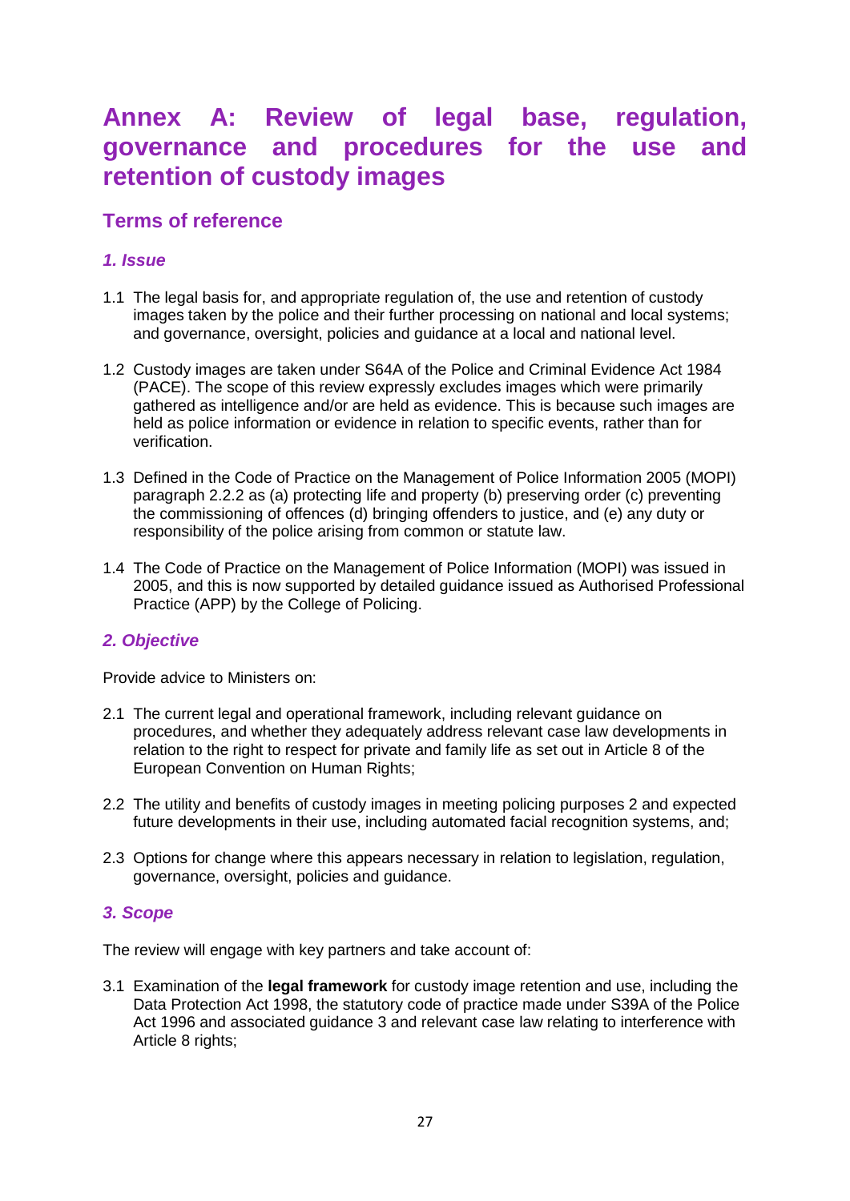# Annex A: Review of legal base, regulation, governance and procedures for the use and retention of custody images

## Terms of reference

### *1. Issue*

1.1 The legal basis for, and appropriate regulation of, the use and retention of custody images taken by the police and their further processing on national and local systems; and governance, oversight, policies and guidance at a local and national level.

1.2 Custody images are taken under S64A of the Police and Criminal Evidence Act 1984 (PACE). The scope of this review expressly excludes images which were primarily gathered as intelligence and/or are held as evidence. This is because such images are held as police information or evidence in relation to specific events, rather than for verification.

1.3 Defined in the Code of Practice on the Management of Police Information 2005 (MOPI) paragraph 2.2.2 as (a) protecting life and property (b) preserving order (c) preventing the commissioning of offences (d) bringing offenders to justice, and (e) any duty or responsibility of the police arising from common or statute law.

1.4 The Code of Practice on the Management of Police Information (MOPI) was issued in 2005, and this is now supported by detailed guidance issued as Authorised Professional Practice (APP) by the College of Policing.

### *2. Objective*

Provide advice to Ministers on:

2.1 The current legal and operational framework, including relevant guidance on procedures, and whether they adequately address relevant case law developments in relation to the right to respect for private and family life as set out in Article 8 of the European Convention on Human Rights;

2.2 The utility and benefits of custody images in meeting policing purposes 2 and expected future developments in their use, including automated facial recognition systems, and;

2.3 Options for change where this appears necessary in relation to legislation, regulation, governance, oversight, policies and guidance.

### *3. Scope*

The review will engage with key partners and take account of:

3.1 Examination of the **legal framework** for custody image retention and use, including the Data Protection Act 1998, the statutory code of practice made under S39A of the Police Act 1996 and associated guidance 3 and relevant case law relating to interference with Article 8 rights;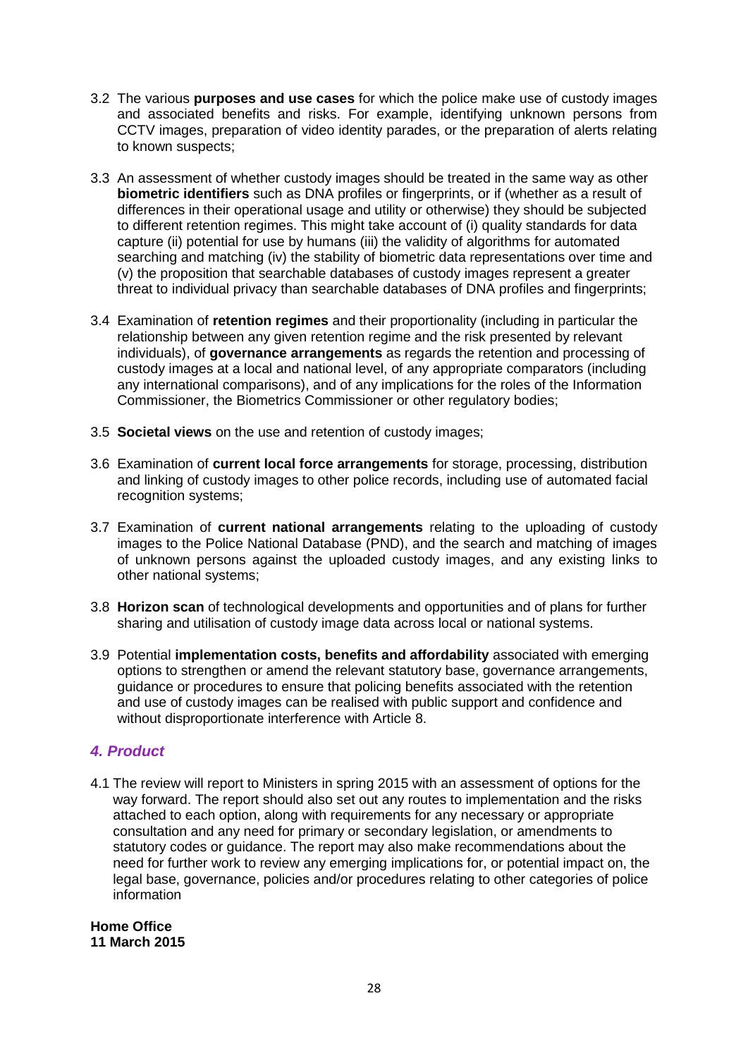3.2 The various **purposes and use cases** for which the police make use of custody images and associated benefits and risks. For example, identifying unknown persons from CCTV images, preparation of video identity parades, or the preparation of alerts relating to known suspects;

3.3 An assessment of whether custody images should be treated in the same way as other **biometric identifiers** such as DNA profiles or fingerprints, or if (whether as a result of differences in their operational usage and utility or otherwise) they should be subjected to different retention regimes. This might take account of (i) quality standards for data capture (ii) potential for use by humans (iii) the validity of algorithms for automated searching and matching (iv) the stability of biometric data representations over time and (v) the proposition that searchable databases of custody images represent a greater threat to individual privacy than searchable databases of DNA profiles and fingerprints;

3.4 Examination of **retention regimes** and their proportionality (including in particular the relationship between any given retention regime and the risk presented by relevant individuals), of **governance arrangements** as regards the retention and processing of custody images at a local and national level, of any appropriate comparators (including any international comparisons), and of any implications for the roles of the Information Commissioner, the Biometrics Commissioner or other regulatory bodies;

3.5 **Societal views** on the use and retention of custody images;

3.6 Examination of **current local force arrangements** for storage, processing, distribution and linking of custody images to other police records, including use of automated facial recognition systems;

3.7 Examination of **current national arrangements** relating to the uploading of custody images to the Police National Database (PND), and the search and matching of images of unknown persons against the uploaded custody images, and any existing links to other national systems;

3.8 **Horizon scan** of technological developments and opportunities and of plans for further sharing and utilisation of custody image data across local or national systems.

3.9 Potential **implementation costs, benefits and affordability** associated with emerging options to strengthen or amend the relevant statutory base, governance arrangements, guidance or procedures to ensure that policing benefits associated with the retention and use of custody images can be realised with public support and confidence and without disproportionate interference with Article 8.

## *4. Product*

4.1 The review will report to Ministers in spring 2015 with an assessment of options for the way forward. The report should also set out any routes to implementation and the risks attached to each option, along with requirements for any necessary or appropriate consultation and any need for primary or secondary legislation, or amendments to statutory codes or guidance. The report may also make recommendations about the need for further work to review any emerging implications for, or potential impact on, the legal base, governance, policies and/or procedures relating to other categories of police information

**Home Office**
**11 March 2015**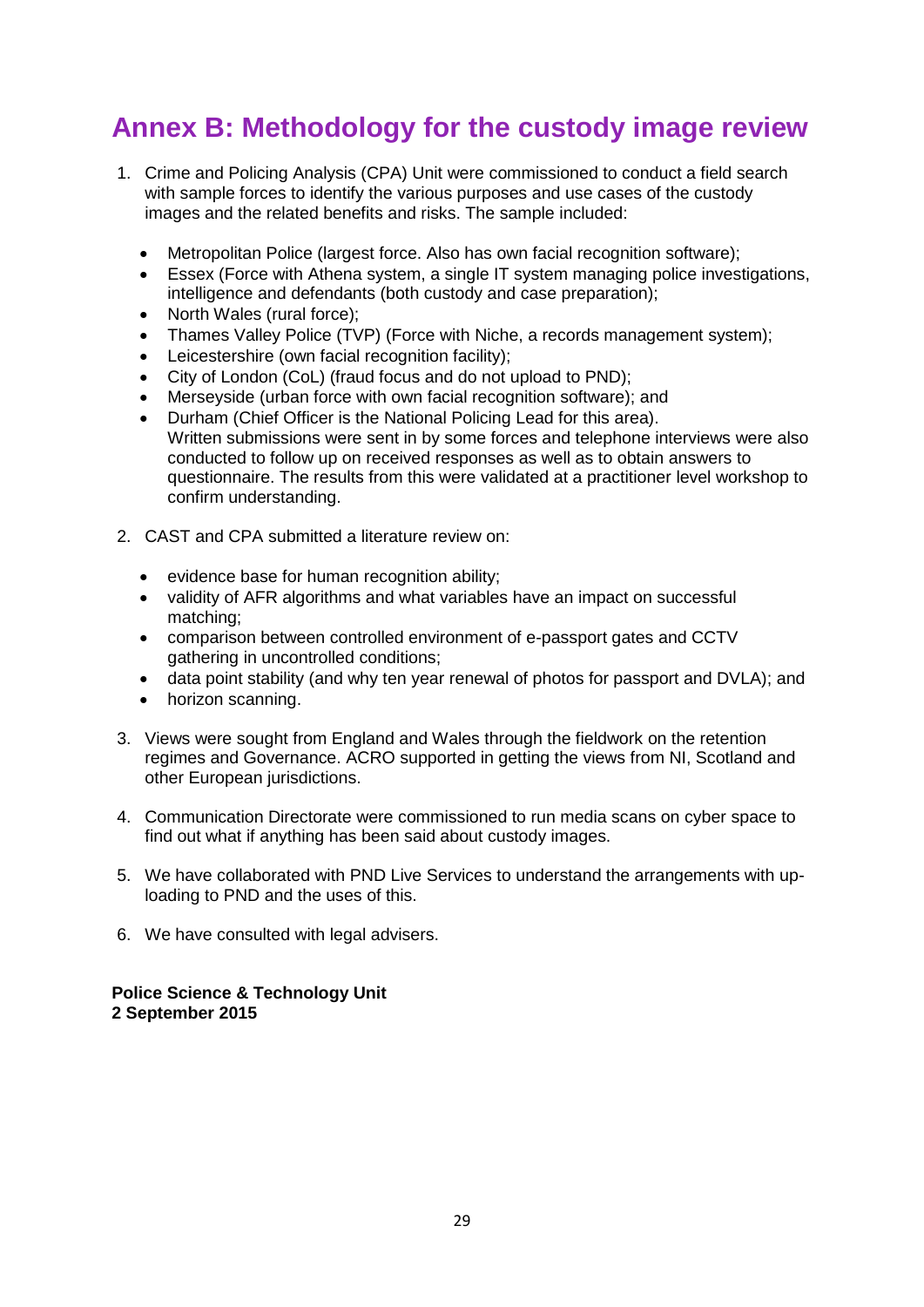# Annex B: Methodology for the custody image review

1. Crime and Policing Analysis (CPA) Unit were commissioned to conduct a field search with sample forces to identify the various purposes and use cases of the custody images and the related benefits and risks. The sample included:

   - Metropolitan Police (largest force. Also has own facial recognition software);
   - Essex (Force with Athena system, a single IT system managing police investigations, intelligence and defendants (both custody and case preparation);
   - North Wales (rural force);
   - Thames Valley Police (TVP) (Force with Niche, a records management system);
   - Leicestershire (own facial recognition facility);
   - City of London (CoL) (fraud focus and do not upload to PND);
   - Merseyside (urban force with own facial recognition software); and
   - Durham (Chief Officer is the National Policing Lead for this area).
     Written submissions were sent in by some forces and telephone interviews were also conducted to follow up on received responses as well as to obtain answers to questionnaire. The results from this were validated at a practitioner level workshop to confirm understanding.

2. CAST and CPA submitted a literature review on:

   - evidence base for human recognition ability;
   - validity of AFR algorithms and what variables have an impact on successful matching;
   - comparison between controlled environment of e-passport gates and CCTV gathering in uncontrolled conditions;
   - data point stability (and why ten year renewal of photos for passport and DVLA); and
   - horizon scanning.

3. Views were sought from England and Wales through the fieldwork on the retention regimes and Governance. ACRO supported in getting the views from NI, Scotland and other European jurisdictions.

4. Communication Directorate were commissioned to run media scans on cyber space to find out what if anything has been said about custody images.

5. We have collaborated with PND Live Services to understand the arrangements with up-loading to PND and the uses of this.

6. We have consulted with legal advisers.

**Police Science & Technology Unit**
**2 September 2015**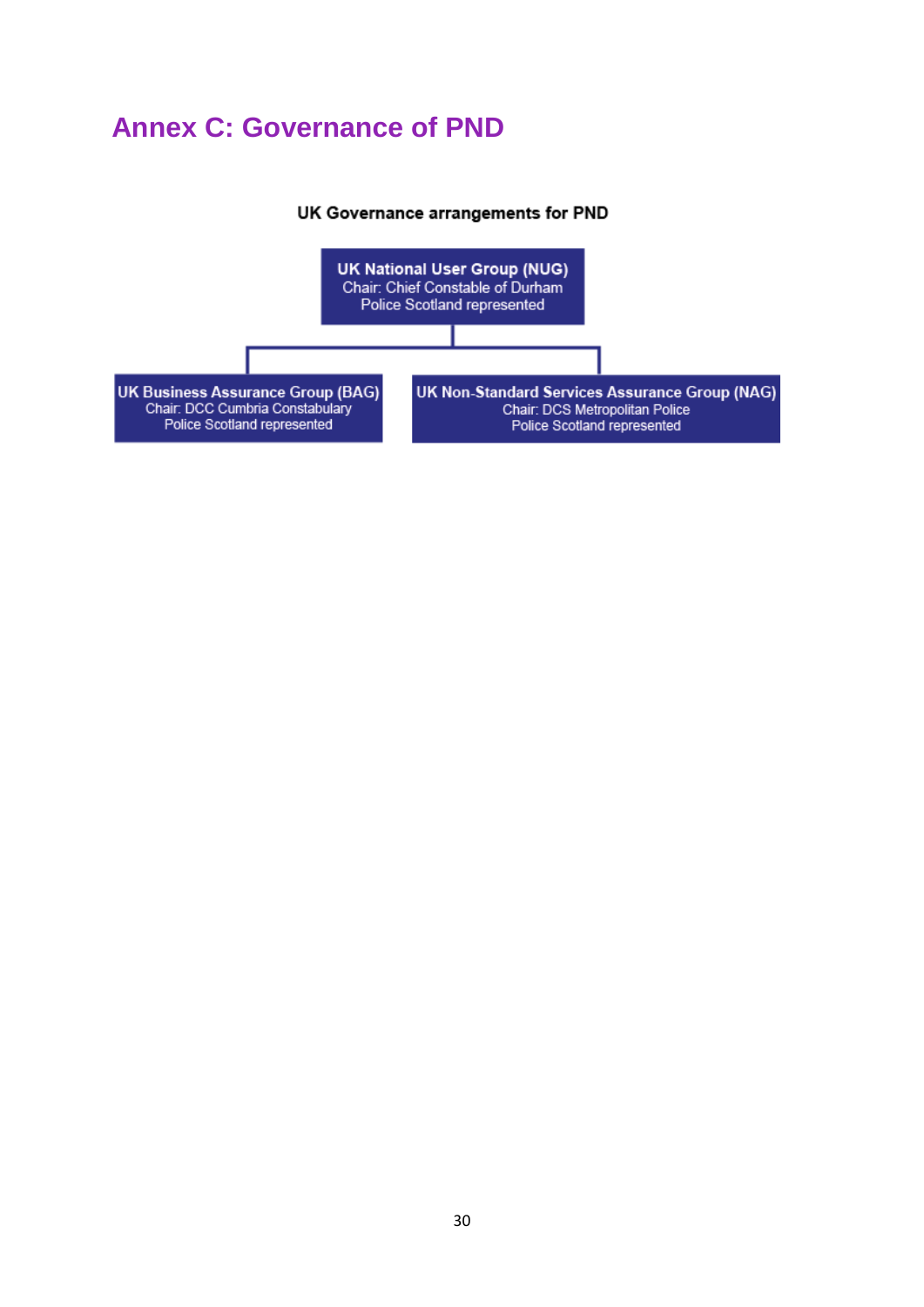# Annex C: Governance of PND

**UK Governance arrangements for PND**

**UK National User Group (NUG)**
Chair: Chief Constable of Durham
Police Scotland represented

**UK Business Assurance Group (BAG)**
Chair: DCC Cumbria Constabulary
Police Scotland represented

**UK Non-Standard Services Assurance Group (NAG)**
Chair: DCS Metropolitan Police
Police Scotland represented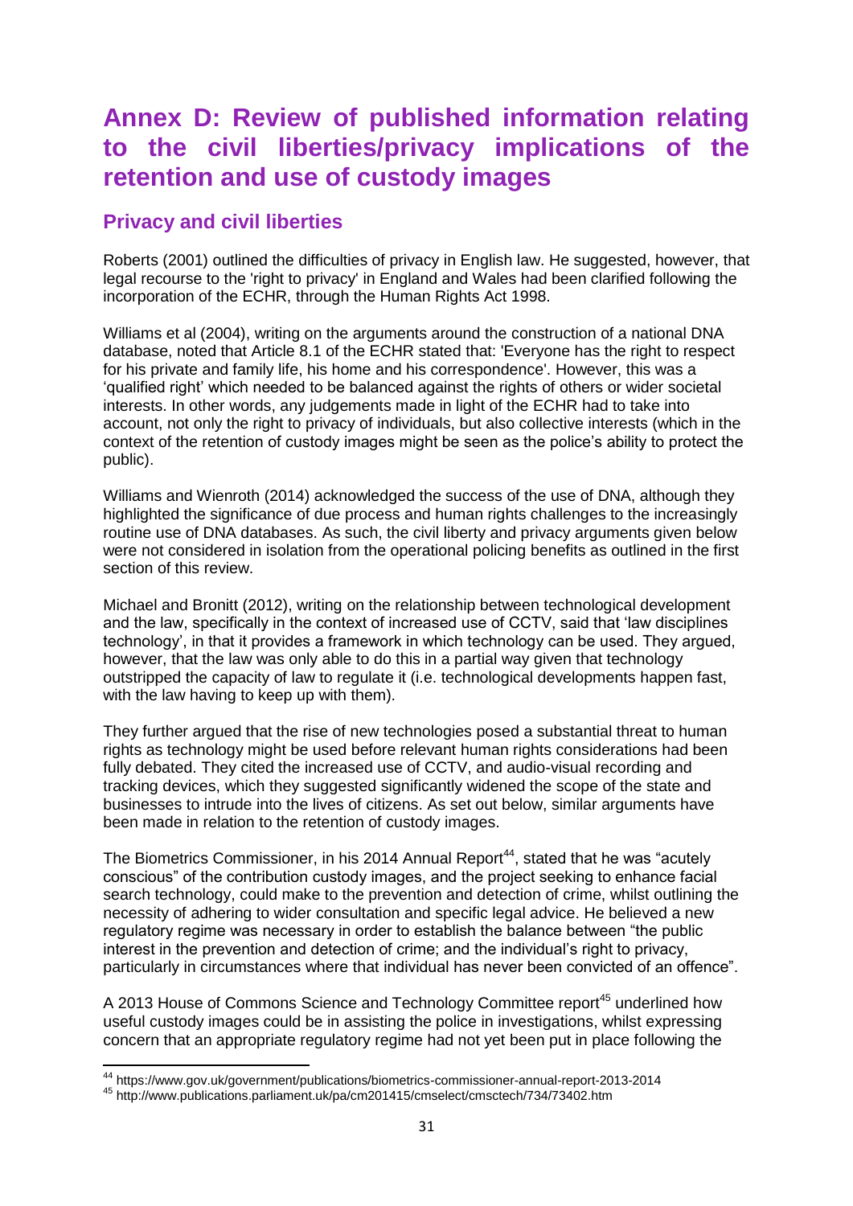# Annex D: Review of published information relating to the civil liberties/privacy implications of the retention and use of custody images

## Privacy and civil liberties

Roberts (2001) outlined the difficulties of privacy in English law. He suggested, however, that legal recourse to the 'right to privacy' in England and Wales had been clarified following the incorporation of the ECHR, through the Human Rights Act 1998.

Williams et al (2004), writing on the arguments around the construction of a national DNA database, noted that Article 8.1 of the ECHR stated that: 'Everyone has the right to respect for his private and family life, his home and his correspondence'. However, this was a 'qualified right' which needed to be balanced against the rights of others or wider societal interests. In other words, any judgements made in light of the ECHR had to take into account, not only the right to privacy of individuals, but also collective interests (which in the context of the retention of custody images might be seen as the police's ability to protect the public).

Williams and Wienroth (2014) acknowledged the success of the use of DNA, although they highlighted the significance of due process and human rights challenges to the increasingly routine use of DNA databases. As such, the civil liberty and privacy arguments given below were not considered in isolation from the operational policing benefits as outlined in the first section of this review.

Michael and Bronitt (2012), writing on the relationship between technological development and the law, specifically in the context of increased use of CCTV, said that 'law disciplines technology', in that it provides a framework in which technology can be used. They argued, however, that the law was only able to do this in a partial way given that technology outstripped the capacity of law to regulate it (i.e. technological developments happen fast, with the law having to keep up with them).

They further argued that the rise of new technologies posed a substantial threat to human rights as technology might be used before relevant human rights considerations had been fully debated. They cited the increased use of CCTV, and audio-visual recording and tracking devices, which they suggested significantly widened the scope of the state and businesses to intrude into the lives of citizens. As set out below, similar arguments have been made in relation to the retention of custody images.

The Biometrics Commissioner, in his 2014 Annual Report[44], stated that he was "acutely conscious" of the contribution custody images, and the project seeking to enhance facial search technology, could make to the prevention and detection of crime, whilst outlining the necessity of adhering to wider consultation and specific legal advice. He believed a new regulatory regime was necessary in order to establish the balance between "the public interest in the prevention and detection of crime; and the individual's right to privacy, particularly in circumstances where that individual has never been convicted of an offence".

A 2013 House of Commons Science and Technology Committee report[45] underlined how useful custody images could be in assisting the police in investigations, whilst expressing concern that an appropriate regulatory regime had not yet been put in place following the

[44] https://www.gov.uk/government/publications/biometrics-commissioner-annual-report-2013-2014

[45] http://www.publications.parliament.uk/pa/cm201415/cmselect/cmsctech/734/73402.htm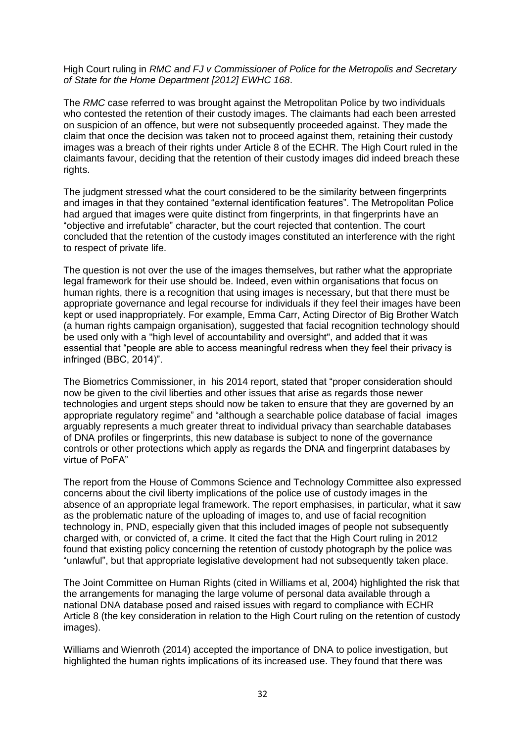High Court ruling in *RMC and FJ v Commissioner of Police for the Metropolis and Secretary of State for the Home Department [2012] EWHC 168*.

The *RMC* case referred to was brought against the Metropolitan Police by two individuals who contested the retention of their custody images. The claimants had each been arrested on suspicion of an offence, but were not subsequently proceeded against. They made the claim that once the decision was taken not to proceed against them, retaining their custody images was a breach of their rights under Article 8 of the ECHR. The High Court ruled in the claimants favour, deciding that the retention of their custody images did indeed breach these rights.

The judgment stressed what the court considered to be the similarity between fingerprints and images in that they contained "external identification features". The Metropolitan Police had argued that images were quite distinct from fingerprints, in that fingerprints have an "objective and irrefutable" character, but the court rejected that contention. The court concluded that the retention of the custody images constituted an interference with the right to respect of private life.

The question is not over the use of the images themselves, but rather what the appropriate legal framework for their use should be. Indeed, even within organisations that focus on human rights, there is a recognition that using images is necessary, but that there must be appropriate governance and legal recourse for individuals if they feel their images have been kept or used inappropriately. For example, Emma Carr, Acting Director of Big Brother Watch (a human rights campaign organisation), suggested that facial recognition technology should be used only with a "high level of accountability and oversight", and added that it was essential that "people are able to access meaningful redress when they feel their privacy is infringed (BBC, 2014)".

The Biometrics Commissioner, in his 2014 report, stated that "proper consideration should now be given to the civil liberties and other issues that arise as regards those newer technologies and urgent steps should now be taken to ensure that they are governed by an appropriate regulatory regime" and "although a searchable police database of facial images arguably represents a much greater threat to individual privacy than searchable databases of DNA profiles or fingerprints, this new database is subject to none of the governance controls or other protections which apply as regards the DNA and fingerprint databases by virtue of PoFA"

The report from the House of Commons Science and Technology Committee also expressed concerns about the civil liberty implications of the police use of custody images in the absence of an appropriate legal framework. The report emphasises, in particular, what it saw as the problematic nature of the uploading of images to, and use of facial recognition technology in, PND, especially given that this included images of people not subsequently charged with, or convicted of, a crime. It cited the fact that the High Court ruling in 2012 found that existing policy concerning the retention of custody photograph by the police was "unlawful", but that appropriate legislative development had not subsequently taken place.

The Joint Committee on Human Rights (cited in Williams et al, 2004) highlighted the risk that the arrangements for managing the large volume of personal data available through a national DNA database posed and raised issues with regard to compliance with ECHR Article 8 (the key consideration in relation to the High Court ruling on the retention of custody images).

Williams and Wienroth (2014) accepted the importance of DNA to police investigation, but highlighted the human rights implications of its increased use. They found that there was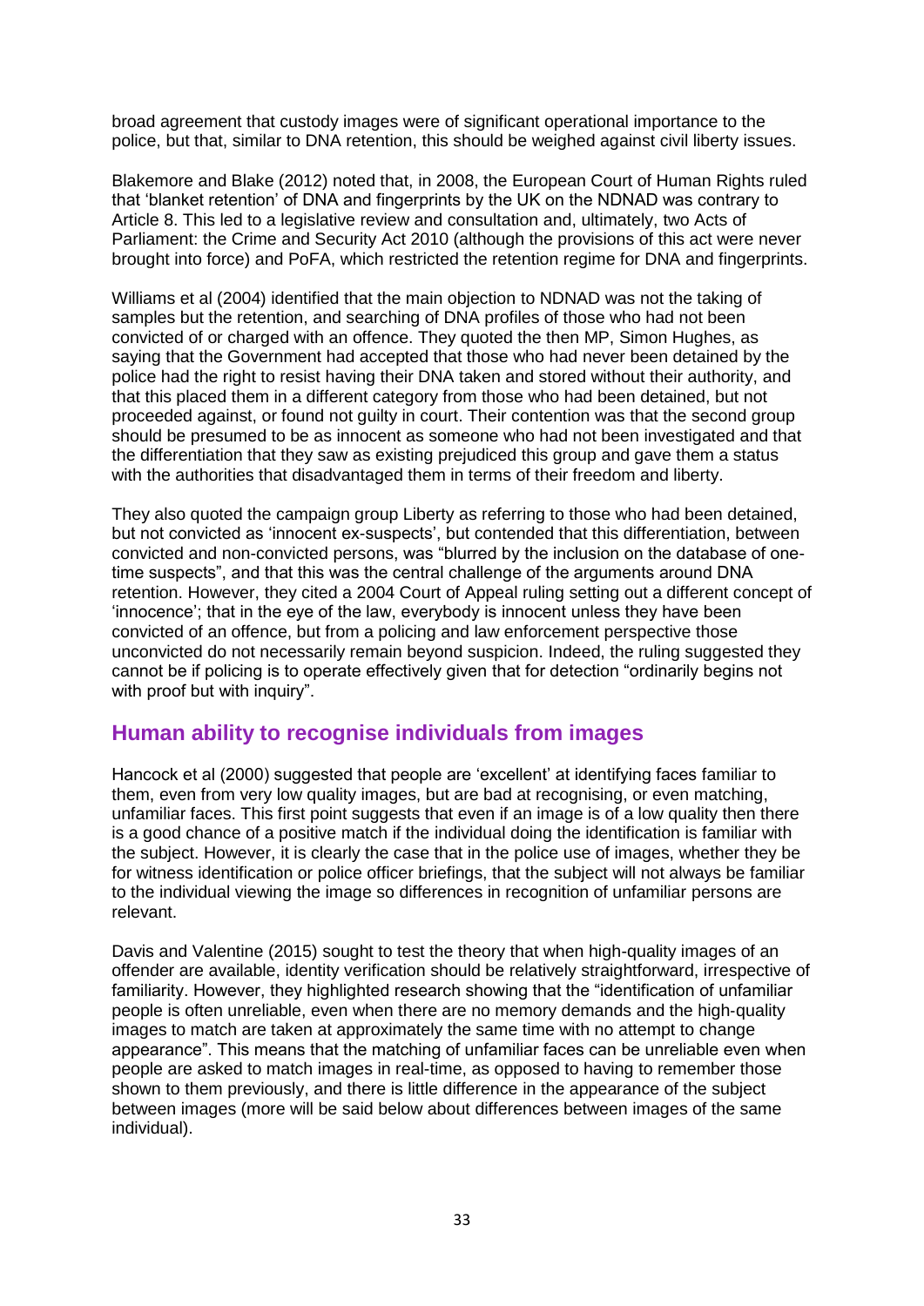broad agreement that custody images were of significant operational importance to the police, but that, similar to DNA retention, this should be weighed against civil liberty issues.

Blakemore and Blake (2012) noted that, in 2008, the European Court of Human Rights ruled that 'blanket retention' of DNA and fingerprints by the UK on the NDNAD was contrary to Article 8. This led to a legislative review and consultation and, ultimately, two Acts of Parliament: the Crime and Security Act 2010 (although the provisions of this act were never brought into force) and PoFA, which restricted the retention regime for DNA and fingerprints.

Williams et al (2004) identified that the main objection to NDNAD was not the taking of samples but the retention, and searching of DNA profiles of those who had not been convicted of or charged with an offence. They quoted the then MP, Simon Hughes, as saying that the Government had accepted that those who had never been detained by the police had the right to resist having their DNA taken and stored without their authority, and that this placed them in a different category from those who had been detained, but not proceeded against, or found not guilty in court. Their contention was that the second group should be presumed to be as innocent as someone who had not been investigated and that the differentiation that they saw as existing prejudiced this group and gave them a status with the authorities that disadvantaged them in terms of their freedom and liberty.

They also quoted the campaign group Liberty as referring to those who had been detained, but not convicted as 'innocent ex-suspects', but contended that this differentiation, between convicted and non-convicted persons, was "blurred by the inclusion on the database of one-time suspects", and that this was the central challenge of the arguments around DNA retention. However, they cited a 2004 Court of Appeal ruling setting out a different concept of 'innocence'; that in the eye of the law, everybody is innocent unless they have been convicted of an offence, but from a policing and law enforcement perspective those unconvicted do not necessarily remain beyond suspicion. Indeed, the ruling suggested they cannot be if policing is to operate effectively given that for detection "ordinarily begins not with proof but with inquiry".

## Human ability to recognise individuals from images

Hancock et al (2000) suggested that people are 'excellent' at identifying faces familiar to them, even from very low quality images, but are bad at recognising, or even matching, unfamiliar faces. This first point suggests that even if an image is of a low quality then there is a good chance of a positive match if the individual doing the identification is familiar with the subject. However, it is clearly the case that in the police use of images, whether they be for witness identification or police officer briefings, that the subject will not always be familiar to the individual viewing the image so differences in recognition of unfamiliar persons are relevant.

Davis and Valentine (2015) sought to test the theory that when high-quality images of an offender are available, identity verification should be relatively straightforward, irrespective of familiarity. However, they highlighted research showing that the "identification of unfamiliar people is often unreliable, even when there are no memory demands and the high-quality images to match are taken at approximately the same time with no attempt to change appearance". This means that the matching of unfamiliar faces can be unreliable even when people are asked to match images in real-time, as opposed to having to remember those shown to them previously, and there is little difference in the appearance of the subject between images (more will be said below about differences between images of the same individual).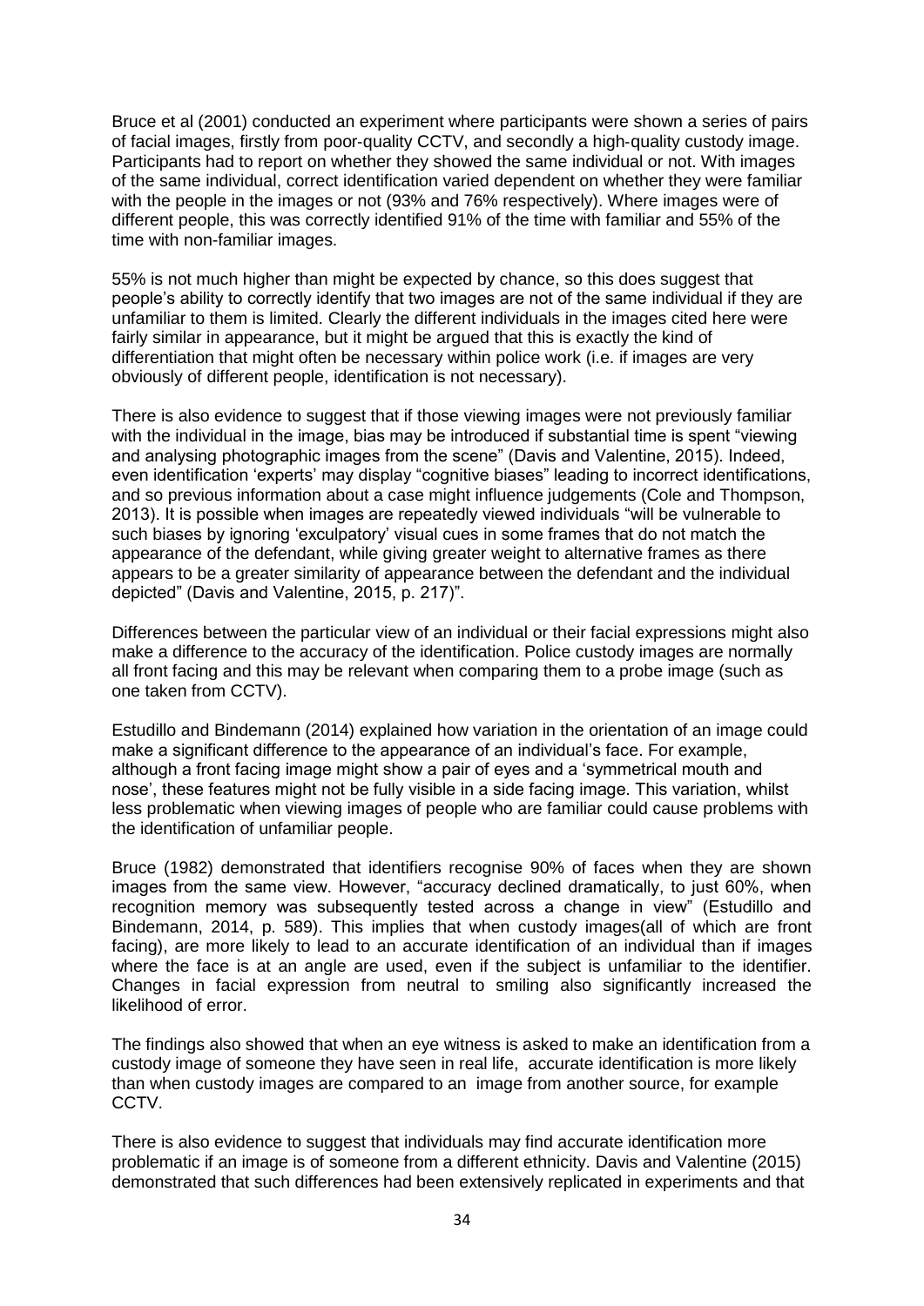Bruce et al (2001) conducted an experiment where participants were shown a series of pairs of facial images, firstly from poor-quality CCTV, and secondly a high-quality custody image. Participants had to report on whether they showed the same individual or not. With images of the same individual, correct identification varied dependent on whether they were familiar with the people in the images or not (93% and 76% respectively). Where images were of different people, this was correctly identified 91% of the time with familiar and 55% of the time with non-familiar images.

55% is not much higher than might be expected by chance, so this does suggest that people's ability to correctly identify that two images are not of the same individual if they are unfamiliar to them is limited. Clearly the different individuals in the images cited here were fairly similar in appearance, but it might be argued that this is exactly the kind of differentiation that might often be necessary within police work (i.e. if images are very obviously of different people, identification is not necessary).

There is also evidence to suggest that if those viewing images were not previously familiar with the individual in the image, bias may be introduced if substantial time is spent "viewing and analysing photographic images from the scene" (Davis and Valentine, 2015). Indeed, even identification 'experts' may display "cognitive biases" leading to incorrect identifications, and so previous information about a case might influence judgements (Cole and Thompson, 2013). It is possible when images are repeatedly viewed individuals "will be vulnerable to such biases by ignoring 'exculpatory' visual cues in some frames that do not match the appearance of the defendant, while giving greater weight to alternative frames as there appears to be a greater similarity of appearance between the defendant and the individual depicted" (Davis and Valentine, 2015, p. 217)".

Differences between the particular view of an individual or their facial expressions might also make a difference to the accuracy of the identification. Police custody images are normally all front facing and this may be relevant when comparing them to a probe image (such as one taken from CCTV).

Estudillo and Bindemann (2014) explained how variation in the orientation of an image could make a significant difference to the appearance of an individual's face. For example, although a front facing image might show a pair of eyes and a 'symmetrical mouth and nose', these features might not be fully visible in a side facing image. This variation, whilst less problematic when viewing images of people who are familiar could cause problems with the identification of unfamiliar people.

Bruce (1982) demonstrated that identifiers recognise 90% of faces when they are shown images from the same view. However, "accuracy declined dramatically, to just 60%, when recognition memory was subsequently tested across a change in view" (Estudillo and Bindemann, 2014, p. 589). This implies that when custody images(all of which are front facing), are more likely to lead to an accurate identification of an individual than if images where the face is at an angle are used, even if the subject is unfamiliar to the identifier. Changes in facial expression from neutral to smiling also significantly increased the likelihood of error.

The findings also showed that when an eye witness is asked to make an identification from a custody image of someone they have seen in real life, accurate identification is more likely than when custody images are compared to an image from another source, for example CCTV.

There is also evidence to suggest that individuals may find accurate identification more problematic if an image is of someone from a different ethnicity. Davis and Valentine (2015) demonstrated that such differences had been extensively replicated in experiments and that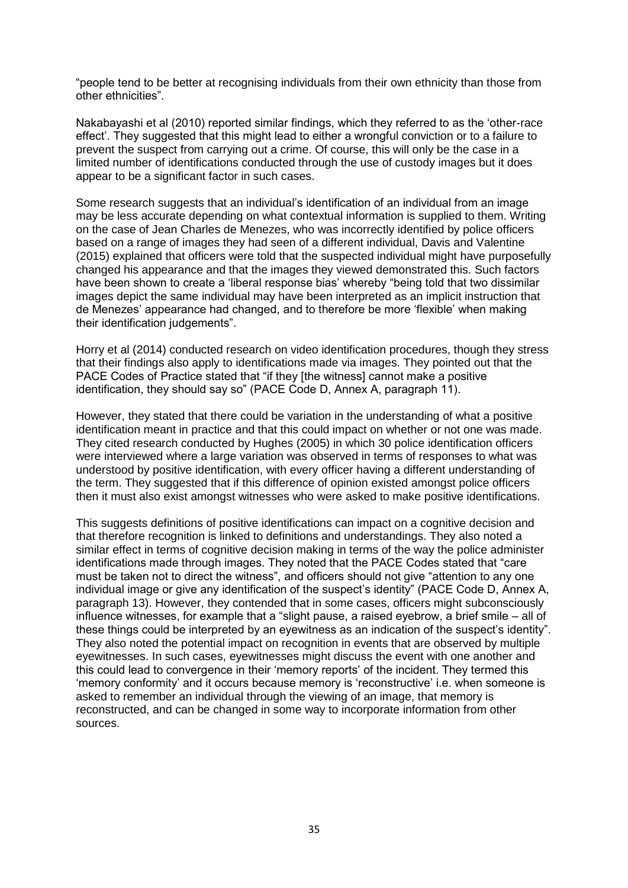"people tend to be better at recognising individuals from their own ethnicity than those from other ethnicities".

Nakabayashi et al (2010) reported similar findings, which they referred to as the 'other-race effect'. They suggested that this might lead to either a wrongful conviction or to a failure to prevent the suspect from carrying out a crime. Of course, this will only be the case in a limited number of identifications conducted through the use of custody images but it does appear to be a significant factor in such cases.

Some research suggests that an individual's identification of an individual from an image may be less accurate depending on what contextual information is supplied to them. Writing on the case of Jean Charles de Menezes, who was incorrectly identified by police officers based on a range of images they had seen of a different individual, Davis and Valentine (2015) explained that officers were told that the suspected individual might have purposefully changed his appearance and that the images they viewed demonstrated this. Such factors have been shown to create a 'liberal response bias' whereby "being told that two dissimilar images depict the same individual may have been interpreted as an implicit instruction that de Menezes' appearance had changed, and to therefore be more 'flexible' when making their identification judgements".

Horry et al (2014) conducted research on video identification procedures, though they stress that their findings also apply to identifications made via images. They pointed out that the PACE Codes of Practice stated that "if they [the witness] cannot make a positive identification, they should say so" (PACE Code D, Annex A, paragraph 11).

However, they stated that there could be variation in the understanding of what a positive identification meant in practice and that this could impact on whether or not one was made. They cited research conducted by Hughes (2005) in which 30 police identification officers were interviewed where a large variation was observed in terms of responses to what was understood by positive identification, with every officer having a different understanding of the term. They suggested that if this difference of opinion existed amongst police officers then it must also exist amongst witnesses who were asked to make positive identifications.

This suggests definitions of positive identifications can impact on a cognitive decision and that therefore recognition is linked to definitions and understandings. They also noted a similar effect in terms of cognitive decision making in terms of the way the police administer identifications made through images. They noted that the PACE Codes stated that "care must be taken not to direct the witness", and officers should not give "attention to any one individual image or give any identification of the suspect's identity" (PACE Code D, Annex A, paragraph 13). However, they contended that in some cases, officers might subconsciously influence witnesses, for example that a "slight pause, a raised eyebrow, a brief smile – all of these things could be interpreted by an eyewitness as an indication of the suspect's identity". They also noted the potential impact on recognition in events that are observed by multiple eyewitnesses. In such cases, eyewitnesses might discuss the event with one another and this could lead to convergence in their 'memory reports' of the incident. They termed this 'memory conformity' and it occurs because memory is 'reconstructive' i.e. when someone is asked to remember an individual through the viewing of an image, that memory is reconstructed, and can be changed in some way to incorporate information from other sources.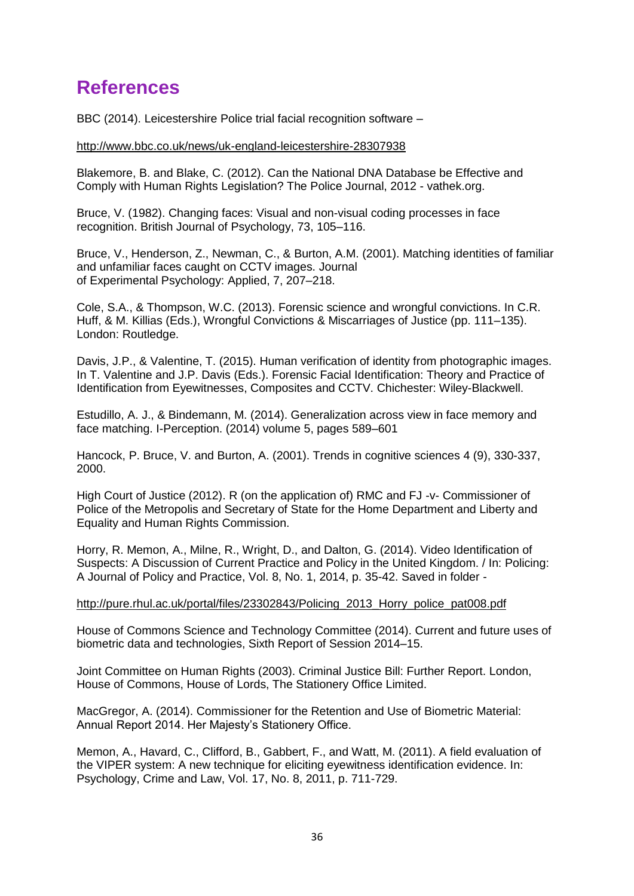# References

BBC (2014). Leicestershire Police trial facial recognition software –

http://www.bbc.co.uk/news/uk-england-leicestershire-28307938

Blakemore, B. and Blake, C. (2012). Can the National DNA Database be Effective and Comply with Human Rights Legislation? The Police Journal, 2012 - vathek.org.

Bruce, V. (1982). Changing faces: Visual and non-visual coding processes in face recognition. British Journal of Psychology, 73, 105–116.

Bruce, V., Henderson, Z., Newman, C., & Burton, A.M. (2001). Matching identities of familiar and unfamiliar faces caught on CCTV images. Journal of Experimental Psychology: Applied, 7, 207–218.

Cole, S.A., & Thompson, W.C. (2013). Forensic science and wrongful convictions. In C.R. Huff, & M. Killias (Eds.), Wrongful Convictions & Miscarriages of Justice (pp. 111–135). London: Routledge.

Davis, J.P., & Valentine, T. (2015). Human verification of identity from photographic images. In T. Valentine and J.P. Davis (Eds.). Forensic Facial Identification: Theory and Practice of Identification from Eyewitnesses, Composites and CCTV. Chichester: Wiley-Blackwell.

Estudillo, A. J., & Bindemann, M. (2014). Generalization across view in face memory and face matching. I-Perception. (2014) volume 5, pages 589–601

Hancock, P. Bruce, V. and Burton, A. (2001). Trends in cognitive sciences 4 (9), 330-337, 2000.

High Court of Justice (2012). R (on the application of) RMC and FJ -v- Commissioner of Police of the Metropolis and Secretary of State for the Home Department and Liberty and Equality and Human Rights Commission.

Horry, R. Memon, A., Milne, R., Wright, D., and Dalton, G. (2014). Video Identification of Suspects: A Discussion of Current Practice and Policy in the United Kingdom. / In: Policing: A Journal of Policy and Practice, Vol. 8, No. 1, 2014, p. 35-42. Saved in folder -

http://pure.rhul.ac.uk/portal/files/23302843/Policing_2013_Horry_police_pat008.pdf

House of Commons Science and Technology Committee (2014). Current and future uses of biometric data and technologies, Sixth Report of Session 2014–15.

Joint Committee on Human Rights (2003). Criminal Justice Bill: Further Report. London, House of Commons, House of Lords, The Stationery Office Limited.

MacGregor, A. (2014). Commissioner for the Retention and Use of Biometric Material: Annual Report 2014. Her Majesty's Stationery Office.

Memon, A., Havard, C., Clifford, B., Gabbert, F., and Watt, M. (2011). A field evaluation of the VIPER system: A new technique for eliciting eyewitness identification evidence. In: Psychology, Crime and Law, Vol. 17, No. 8, 2011, p. 711-729.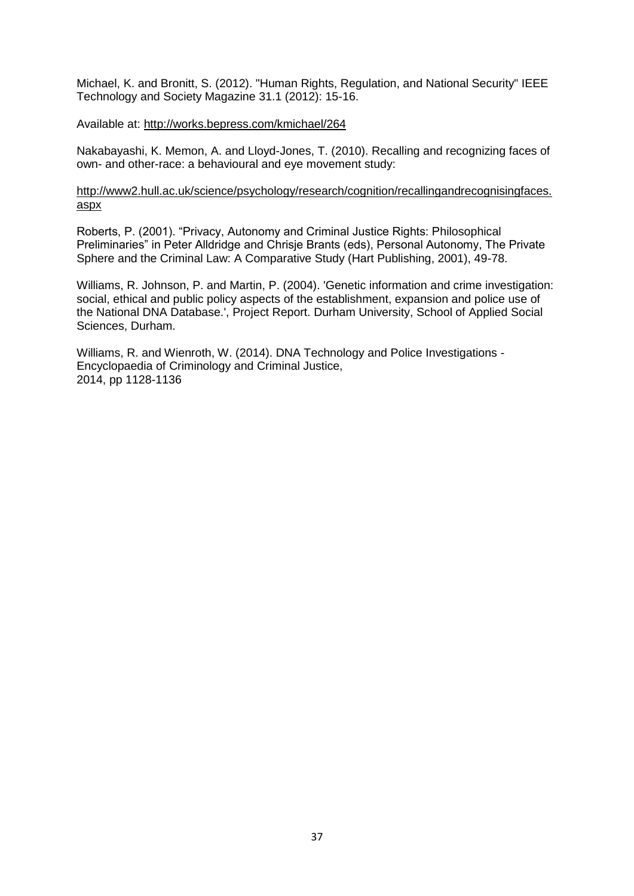Michael, K. and Bronitt, S. (2012). "Human Rights, Regulation, and National Security" IEEE Technology and Society Magazine 31.1 (2012): 15-16.

Available at: http://works.bepress.com/kmichael/264

Nakabayashi, K. Memon, A. and Lloyd-Jones, T. (2010). Recalling and recognizing faces of own- and other-race: a behavioural and eye movement study:

http://www2.hull.ac.uk/science/psychology/research/cognition/recallingandrecognisingfaces.aspx

Roberts, P. (2001). "Privacy, Autonomy and Criminal Justice Rights: Philosophical Preliminaries" in Peter Alldridge and Chrisje Brants (eds), Personal Autonomy, The Private Sphere and the Criminal Law: A Comparative Study (Hart Publishing, 2001), 49-78.

Williams, R. Johnson, P. and Martin, P. (2004). 'Genetic information and crime investigation: social, ethical and public policy aspects of the establishment, expansion and police use of the National DNA Database.', Project Report. Durham University, School of Applied Social Sciences, Durham.

Williams, R. and Wienroth, W. (2014). DNA Technology and Police Investigations - Encyclopaedia of Criminology and Criminal Justice,
2014, pp 1128-1136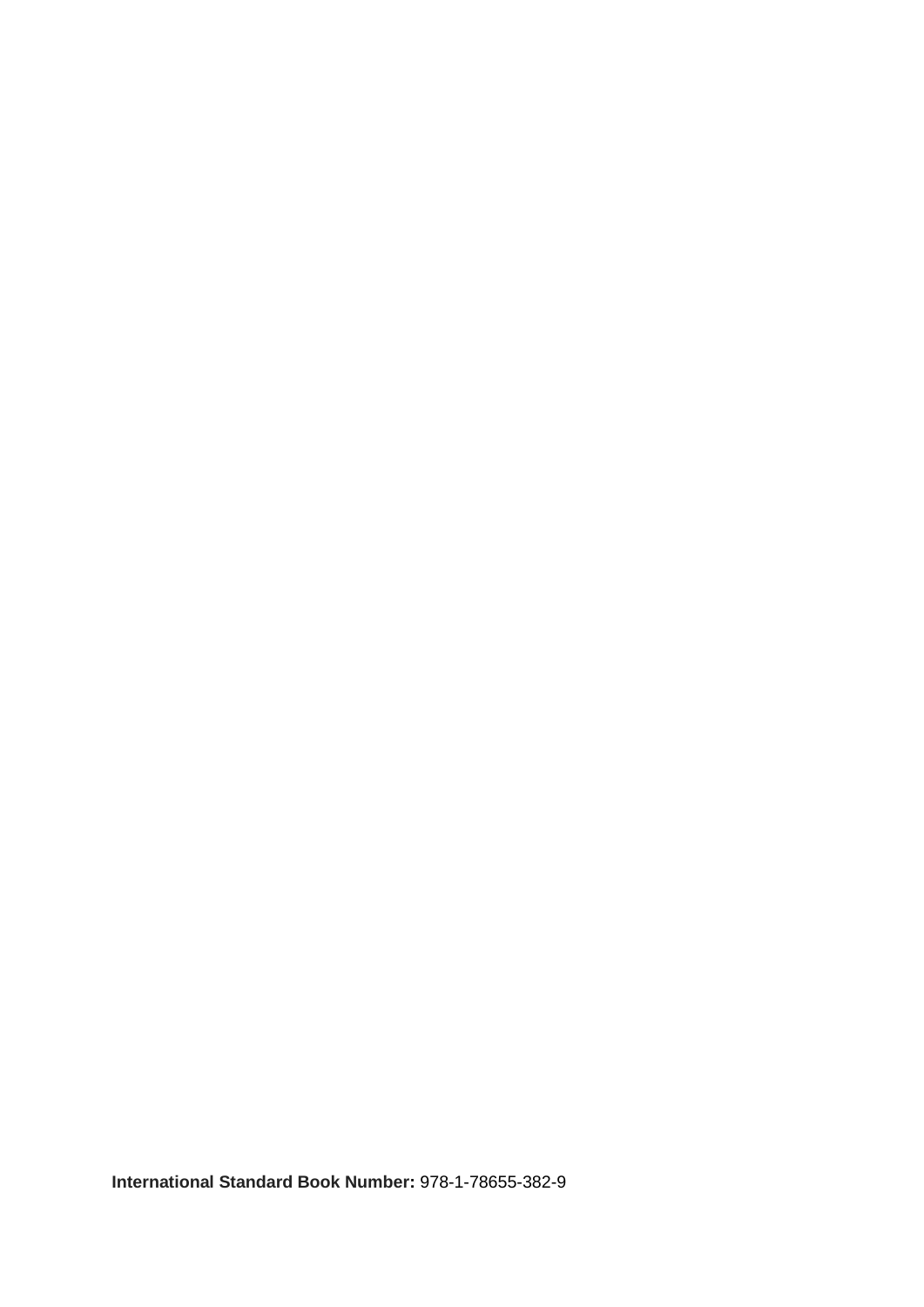**International Standard Book Number:** 978-1-78655-382-9